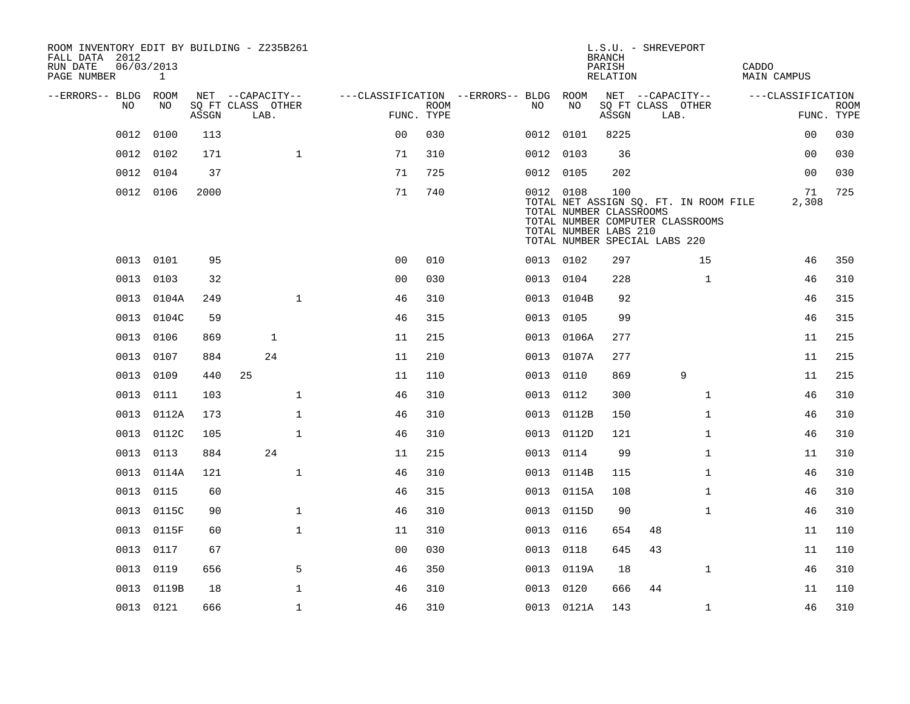ROOM INVENTORY EDIT BY BUILDING - Z235B261
FALL DATA 2012
RUN DATE 06/03/2013

L.S.U. - SHREVEPORT
BRANCH
PARISH CADDO
RELATION MAIN CAMPUS

| --ERRORS-- | BLDG NO | ROOM NO | NET SQ FT ASSGN | CAPACITY CLASS | CAPACITY LAB. | CAPACITY OTHER | CLASSIFICATION FUNC. | ROOM TYPE | --ERRORS-- | BLDG NO | ROOM NO | NET SQ FT ASSGN | CAPACITY CLASS | CAPACITY LAB. | CAPACITY OTHER | CLASSIFICATION FUNC. | ROOM TYPE |
|---|---|---|---|---|---|---|---|---|---|---|---|---|---|---|---|---|---|
| | 0012 | 0100 | 113 | | | | 00 | 030 | | 0012 | 0101 | 8225 | | | | 00 | 030 |
| | 0012 | 0102 | 171 | | | 1 | 71 | 310 | | 0012 | 0103 | 36 | | | | 00 | 030 |
| | 0012 | 0104 | 37 | | | | 71 | 725 | | 0012 | 0105 | 202 | | | | 00 | 030 |
| | 0012 | 0106 | 2000 | | | | 71 | 740 | | 0012 | 0108 | 100 | | | | 71 | 725 |
| | | | | | | | | | | TOTAL NET ASSIGN SQ. FT. IN ROOM FILE | | | | | | 2,308 | |
| | | | | | | | | | | TOTAL NUMBER CLASSROOMS | | | | | | | |
| | | | | | | | | | | TOTAL NUMBER COMPUTER CLASSROOMS | | | | | | | |
| | | | | | | | | | | TOTAL NUMBER LABS 210 | | | | | | | |
| | | | | | | | | | | TOTAL NUMBER SPECIAL LABS 220 | | | | | | | |
| | 0013 | 0101 | 95 | | | | 00 | 010 | | 0013 | 0102 | 297 | | | 15 | 46 | 350 |
| | 0013 | 0103 | 32 | | | | 00 | 030 | | 0013 | 0104 | 228 | | | 1 | 46 | 310 |
| | 0013 | 0104A | 249 | | | 1 | 46 | 310 | | 0013 | 0104B | 92 | | | | 46 | 315 |
| | 0013 | 0104C | 59 | | | | 46 | 315 | | 0013 | 0105 | 99 | | | | 46 | 315 |
| | 0013 | 0106 | 869 | | 1 | | 11 | 215 | | 0013 | 0106A | 277 | | | | 11 | 215 |
| | 0013 | 0107 | 884 | | 24 | | 11 | 210 | | 0013 | 0107A | 277 | | | | 11 | 215 |
| | 0013 | 0109 | 440 | 25 | | | 11 | 110 | | 0013 | 0110 | 869 | | 9 | | 11 | 215 |
| | 0013 | 0111 | 103 | | | 1 | 46 | 310 | | 0013 | 0112 | 300 | | | 1 | 46 | 310 |
| | 0013 | 0112A | 173 | | | 1 | 46 | 310 | | 0013 | 0112B | 150 | | | 1 | 46 | 310 |
| | 0013 | 0112C | 105 | | | 1 | 46 | 310 | | 0013 | 0112D | 121 | | | 1 | 46 | 310 |
| | 0013 | 0113 | 884 | | 24 | | 11 | 215 | | 0013 | 0114 | 99 | | | 1 | 11 | 310 |
| | 0013 | 0114A | 121 | | | 1 | 46 | 310 | | 0013 | 0114B | 115 | | | 1 | 46 | 310 |
| | 0013 | 0115 | 60 | | | | 46 | 315 | | 0013 | 0115A | 108 | | | 1 | 46 | 310 |
| | 0013 | 0115C | 90 | | | 1 | 46 | 310 | | 0013 | 0115D | 90 | | | 1 | 46 | 310 |
| | 0013 | 0115F | 60 | | | 1 | 11 | 310 | | 0013 | 0116 | 654 | 48 | | | 11 | 110 |
| | 0013 | 0117 | 67 | | | | 00 | 030 | | 0013 | 0118 | 645 | 43 | | | 11 | 110 |
| | 0013 | 0119 | 656 | | | 5 | 46 | 350 | | 0013 | 0119A | 18 | | | 1 | 46 | 310 |
| | 0013 | 0119B | 18 | | | 1 | 46 | 310 | | 0013 | 0120 | 666 | 44 | | | 11 | 110 |
| | 0013 | 0121 | 666 | | | 1 | 46 | 310 | | 0013 | 0121A | 143 | | | 1 | 46 | 310 |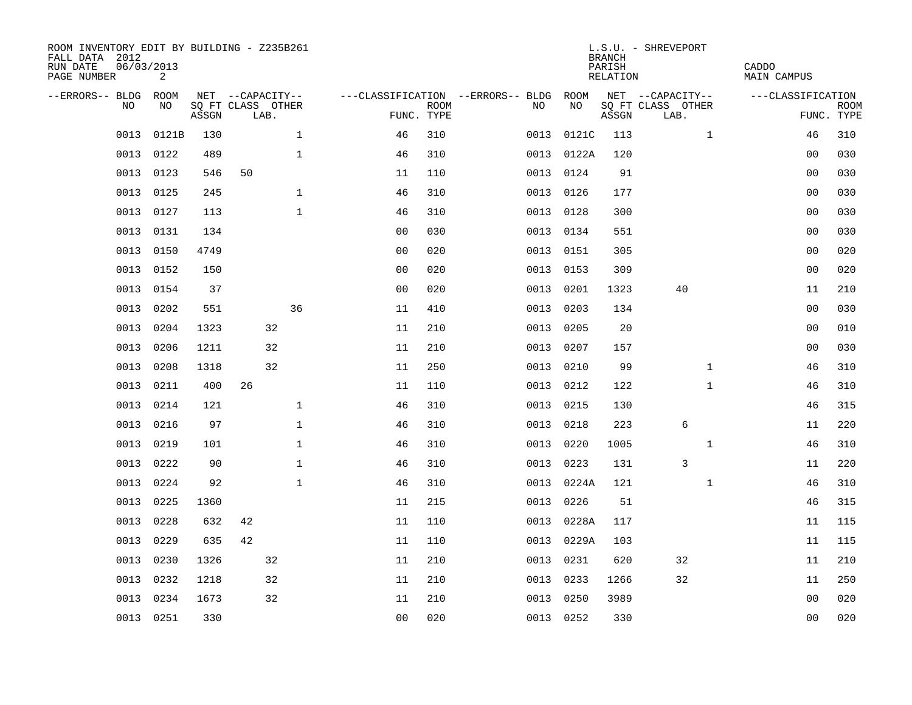ROOM INVENTORY EDIT BY BUILDING - Z235B261
FALL DATA 2012
RUN DATE 06/03/2013

L.S.U. - SHREVEPORT
BRANCH
PARISH CADDO
RELATION MAIN CAMPUS

| --ERRORS-- | BLDG NO | ROOM NO | NET SQ FT ASSGN | CAPACITY CLASS LAB. | CAPACITY OTHER | CLASSIFICATION FUNC. | ROOM TYPE | --ERRORS-- | BLDG NO | ROOM NO | NET SQ FT ASSGN | CAPACITY CLASS LAB. | CAPACITY OTHER | CLASSIFICATION FUNC. | ROOM TYPE |
|---|---|---|---|---|---|---|---|---|---|---|---|---|---|---|---|
| | 0013 | 0121B | 130 | | 1 | 46 | 310 | | 0013 | 0121C | 113 | | 1 | 46 | 310 |
| | 0013 | 0122 | 489 | | 1 | 46 | 310 | | 0013 | 0122A | 120 | | | 00 | 030 |
| | 0013 | 0123 | 546 | 50 | | 11 | 110 | | 0013 | 0124 | 91 | | | 00 | 030 |
| | 0013 | 0125 | 245 | | 1 | 46 | 310 | | 0013 | 0126 | 177 | | | 00 | 030 |
| | 0013 | 0127 | 113 | | 1 | 46 | 310 | | 0013 | 0128 | 300 | | | 00 | 030 |
| | 0013 | 0131 | 134 | | | 00 | 030 | | 0013 | 0134 | 551 | | | 00 | 030 |
| | 0013 | 0150 | 4749 | | | 00 | 020 | | 0013 | 0151 | 305 | | | 00 | 020 |
| | 0013 | 0152 | 150 | | | 00 | 020 | | 0013 | 0153 | 309 | | | 00 | 020 |
| | 0013 | 0154 | 37 | | | 00 | 020 | | 0013 | 0201 | 1323 | 40 | | 11 | 210 |
| | 0013 | 0202 | 551 | | 36 | 11 | 410 | | 0013 | 0203 | 134 | | | 00 | 030 |
| | 0013 | 0204 | 1323 | 32 | | 11 | 210 | | 0013 | 0205 | 20 | | | 00 | 010 |
| | 0013 | 0206 | 1211 | 32 | | 11 | 210 | | 0013 | 0207 | 157 | | | 00 | 030 |
| | 0013 | 0208 | 1318 | 32 | | 11 | 250 | | 0013 | 0210 | 99 | | 1 | 46 | 310 |
| | 0013 | 0211 | 400 | 26 | | 11 | 110 | | 0013 | 0212 | 122 | | 1 | 46 | 310 |
| | 0013 | 0214 | 121 | | 1 | 46 | 310 | | 0013 | 0215 | 130 | | | 46 | 315 |
| | 0013 | 0216 | 97 | | 1 | 46 | 310 | | 0013 | 0218 | 223 | 6 | | 11 | 220 |
| | 0013 | 0219 | 101 | | 1 | 46 | 310 | | 0013 | 0220 | 1005 | | 1 | 46 | 310 |
| | 0013 | 0222 | 90 | | 1 | 46 | 310 | | 0013 | 0223 | 131 | 3 | | 11 | 220 |
| | 0013 | 0224 | 92 | | 1 | 46 | 310 | | 0013 | 0224A | 121 | | 1 | 46 | 310 |
| | 0013 | 0225 | 1360 | | | 11 | 215 | | 0013 | 0226 | 51 | | | 46 | 315 |
| | 0013 | 0228 | 632 | 42 | | 11 | 110 | | 0013 | 0228A | 117 | | | 11 | 115 |
| | 0013 | 0229 | 635 | 42 | | 11 | 110 | | 0013 | 0229A | 103 | | | 11 | 115 |
| | 0013 | 0230 | 1326 | 32 | | 11 | 210 | | 0013 | 0231 | 620 | 32 | | 11 | 210 |
| | 0013 | 0232 | 1218 | 32 | | 11 | 210 | | 0013 | 0233 | 1266 | 32 | | 11 | 250 |
| | 0013 | 0234 | 1673 | 32 | | 11 | 210 | | 0013 | 0250 | 3989 | | | 00 | 020 |
| | 0013 | 0251 | 330 | | | 00 | 020 | | 0013 | 0252 | 330 | | | 00 | 020 |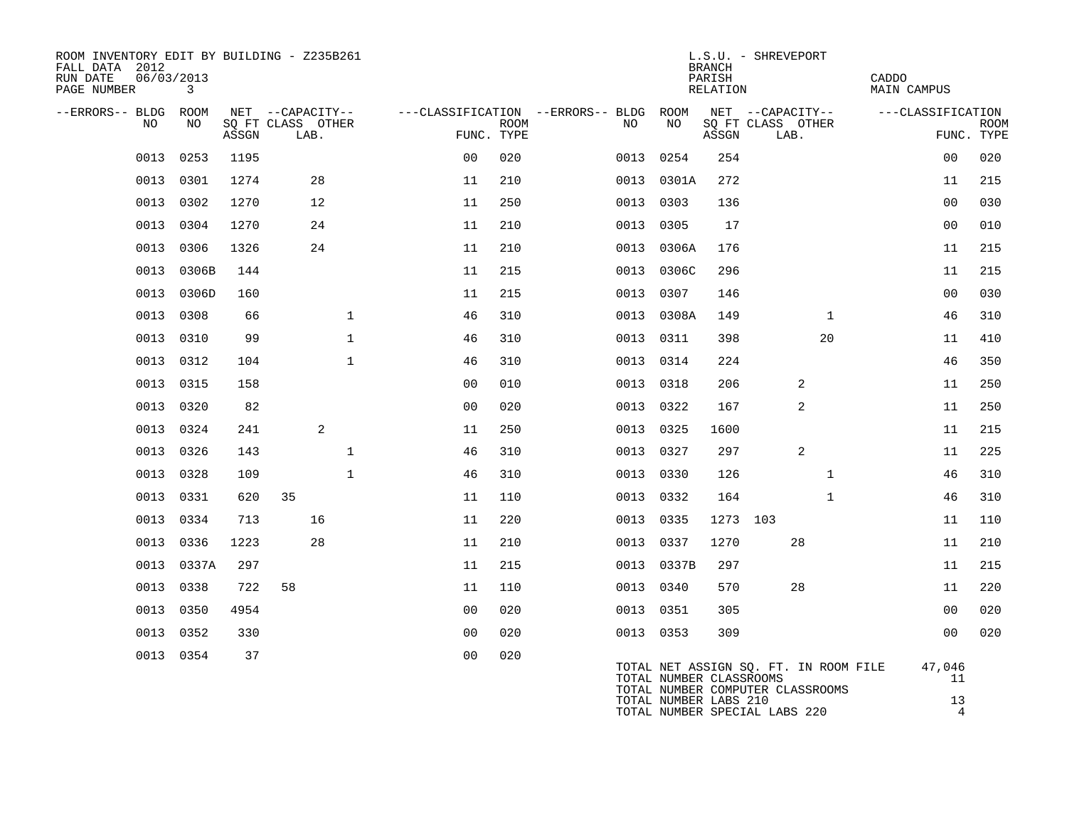ROOM INVENTORY EDIT BY BUILDING - Z235B261
FALL DATA 2012
RUN DATE 06/03/2013

L.S.U. - SHREVEPORT
BRANCH
PARISH CADDO
RELATION MAIN CAMPUS

| --ERRORS-- | BLDG NO | ROOM NO | NET SQ FT ASSGN | CAPACITY CLASS | CAPACITY LAB. | CAPACITY OTHER | CLASSIFICATION FUNC. | ROOM TYPE | --ERRORS-- | BLDG NO | ROOM NO | NET SQ FT ASSGN | CAPACITY CLASS | CAPACITY LAB. | CAPACITY OTHER | CLASSIFICATION FUNC. | ROOM TYPE |
|---|---|---|---|---|---|---|---|---|---|---|---|---|---|---|---|---|---|
| | 0013 | 0253 | 1195 | | | | 00 | 020 | | 0013 | 0254 | 254 | | | | 00 | 020 |
| | 0013 | 0301 | 1274 | | 28 | | 11 | 210 | | 0013 | 0301A | 272 | | | | 11 | 215 |
| | 0013 | 0302 | 1270 | | 12 | | 11 | 250 | | 0013 | 0303 | 136 | | | | 00 | 030 |
| | 0013 | 0304 | 1270 | | 24 | | 11 | 210 | | 0013 | 0305 | 17 | | | | 00 | 010 |
| | 0013 | 0306 | 1326 | | 24 | | 11 | 210 | | 0013 | 0306A | 176 | | | | 11 | 215 |
| | 0013 | 0306B | 144 | | | | 11 | 215 | | 0013 | 0306C | 296 | | | | 11 | 215 |
| | 0013 | 0306D | 160 | | | | 11 | 215 | | 0013 | 0307 | 146 | | | | 00 | 030 |
| | 0013 | 0308 | 66 | | | 1 | 46 | 310 | | 0013 | 0308A | 149 | | | 1 | 46 | 310 |
| | 0013 | 0310 | 99 | | | 1 | 46 | 310 | | 0013 | 0311 | 398 | | | 20 | 11 | 410 |
| | 0013 | 0312 | 104 | | | 1 | 46 | 310 | | 0013 | 0314 | 224 | | | | 46 | 350 |
| | 0013 | 0315 | 158 | | | | 00 | 010 | | 0013 | 0318 | 206 | | 2 | | 11 | 250 |
| | 0013 | 0320 | 82 | | | | 00 | 020 | | 0013 | 0322 | 167 | | 2 | | 11 | 250 |
| | 0013 | 0324 | 241 | | 2 | | 11 | 250 | | 0013 | 0325 | 1600 | | | | 11 | 215 |
| | 0013 | 0326 | 143 | | | 1 | 46 | 310 | | 0013 | 0327 | 297 | | 2 | | 11 | 225 |
| | 0013 | 0328 | 109 | | | 1 | 46 | 310 | | 0013 | 0330 | 126 | | | 1 | 46 | 310 |
| | 0013 | 0331 | 620 | 35 | | | 11 | 110 | | 0013 | 0332 | 164 | | | 1 | 46 | 310 |
| | 0013 | 0334 | 713 | | 16 | | 11 | 220 | | 0013 | 0335 | 1273 | 103 | | | 11 | 110 |
| | 0013 | 0336 | 1223 | | 28 | | 11 | 210 | | 0013 | 0337 | 1270 | | 28 | | 11 | 210 |
| | 0013 | 0337A | 297 | | | | 11 | 215 | | 0013 | 0337B | 297 | | | | 11 | 215 |
| | 0013 | 0338 | 722 | 58 | | | 11 | 110 | | 0013 | 0340 | 570 | | 28 | | 11 | 220 |
| | 0013 | 0350 | 4954 | | | | 00 | 020 | | 0013 | 0351 | 305 | | | | 00 | 020 |
| | 0013 | 0352 | 330 | | | | 00 | 020 | | 0013 | 0353 | 309 | | | | 00 | 020 |
| | 0013 | 0354 | 37 | | | | 00 | 020 | | | | | | | | | |

| | |
|---|---|
| TOTAL NET ASSIGN SQ. FT. IN ROOM FILE | 47,046 |
| TOTAL NUMBER CLASSROOMS | 11 |
| TOTAL NUMBER COMPUTER CLASSROOMS | |
| TOTAL NUMBER LABS 210 | 13 |
| TOTAL NUMBER SPECIAL LABS 220 | 4 |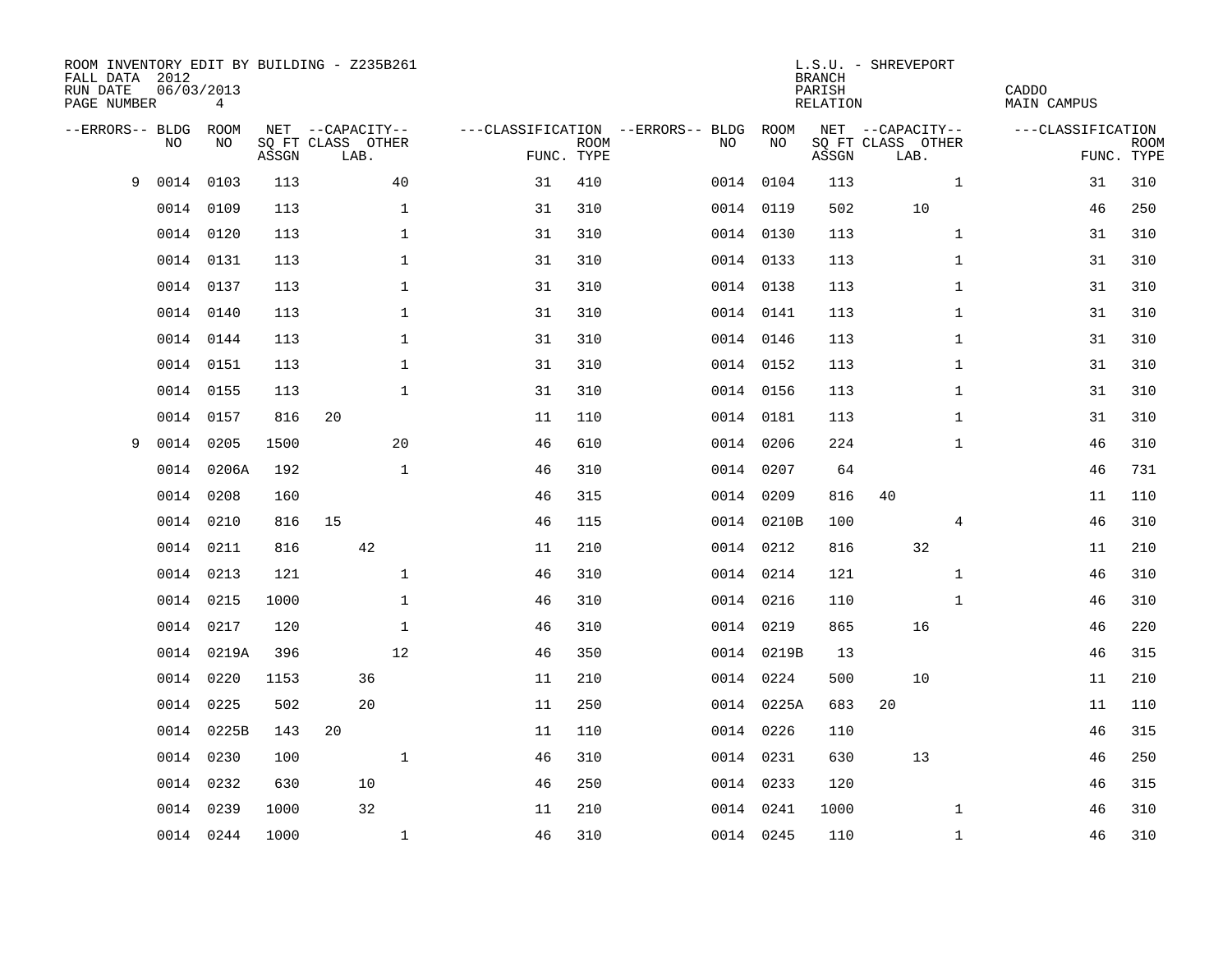ROOM INVENTORY EDIT BY BUILDING - Z235B261
FALL DATA 2012
RUN DATE 06/03/2013
PAGE NUMBER 4

L.S.U. - SHREVEPORT
BRANCH
PARISH CADDO
RELATION MAIN CAMPUS

| --ERRORS-- | BLDG NO | ROOM NO | NET SQ FT ASSGN | CAPACITY CLASS | CAPACITY LAB. | CAPACITY OTHER | CLASSIFICATION FUNC. | ROOM TYPE | --ERRORS-- | BLDG NO | ROOM NO | NET SQ FT ASSGN | CAPACITY CLASS | CAPACITY LAB. | CAPACITY OTHER | CLASSIFICATION FUNC. | ROOM TYPE |
|---|---|---|---|---|---|---|---|---|---|---|---|---|---|---|---|---|---|
| 9 | 0014 | 0103 | 113 | | | 40 | 31 | 410 | | 0014 | 0104 | 113 | | | 1 | 31 | 310 |
| | 0014 | 0109 | 113 | | | 1 | 31 | 310 | | 0014 | 0119 | 502 | | 10 | | 46 | 250 |
| | 0014 | 0120 | 113 | | | 1 | 31 | 310 | | 0014 | 0130 | 113 | | | 1 | 31 | 310 |
| | 0014 | 0131 | 113 | | | 1 | 31 | 310 | | 0014 | 0133 | 113 | | | 1 | 31 | 310 |
| | 0014 | 0137 | 113 | | | 1 | 31 | 310 | | 0014 | 0138 | 113 | | | 1 | 31 | 310 |
| | 0014 | 0140 | 113 | | | 1 | 31 | 310 | | 0014 | 0141 | 113 | | | 1 | 31 | 310 |
| | 0014 | 0144 | 113 | | | 1 | 31 | 310 | | 0014 | 0146 | 113 | | | 1 | 31 | 310 |
| | 0014 | 0151 | 113 | | | 1 | 31 | 310 | | 0014 | 0152 | 113 | | | 1 | 31 | 310 |
| | 0014 | 0155 | 113 | | | 1 | 31 | 310 | | 0014 | 0156 | 113 | | | 1 | 31 | 310 |
| | 0014 | 0157 | 816 | 20 | | | 11 | 110 | | 0014 | 0181 | 113 | | | 1 | 31 | 310 |
| 9 | 0014 | 0205 | 1500 | | | 20 | 46 | 610 | | 0014 | 0206 | 224 | | | 1 | 46 | 310 |
| | 0014 | 0206A | 192 | | | 1 | 46 | 310 | | 0014 | 0207 | 64 | | | | 46 | 731 |
| | 0014 | 0208 | 160 | | | | 46 | 315 | | 0014 | 0209 | 816 | 40 | | | 11 | 110 |
| | 0014 | 0210 | 816 | 15 | | | 46 | 115 | | 0014 | 0210B | 100 | | | 4 | 46 | 310 |
| | 0014 | 0211 | 816 | | 42 | | 11 | 210 | | 0014 | 0212 | 816 | | 32 | | 11 | 210 |
| | 0014 | 0213 | 121 | | | 1 | 46 | 310 | | 0014 | 0214 | 121 | | | 1 | 46 | 310 |
| | 0014 | 0215 | 1000 | | | 1 | 46 | 310 | | 0014 | 0216 | 110 | | | 1 | 46 | 310 |
| | 0014 | 0217 | 120 | | | 1 | 46 | 310 | | 0014 | 0219 | 865 | | 16 | | 46 | 220 |
| | 0014 | 0219A | 396 | | | 12 | 46 | 350 | | 0014 | 0219B | 13 | | | | 46 | 315 |
| | 0014 | 0220 | 1153 | | 36 | | 11 | 210 | | 0014 | 0224 | 500 | | 10 | | 11 | 210 |
| | 0014 | 0225 | 502 | | 20 | | 11 | 250 | | 0014 | 0225A | 683 | 20 | | | 11 | 110 |
| | 0014 | 0225B | 143 | 20 | | | 11 | 110 | | 0014 | 0226 | 110 | | | | 46 | 315 |
| | 0014 | 0230 | 100 | | | 1 | 46 | 310 | | 0014 | 0231 | 630 | | 13 | | 46 | 250 |
| | 0014 | 0232 | 630 | | 10 | | 46 | 250 | | 0014 | 0233 | 120 | | | | 46 | 315 |
| | 0014 | 0239 | 1000 | | 32 | | 11 | 210 | | 0014 | 0241 | 1000 | | | 1 | 46 | 310 |
| | 0014 | 0244 | 1000 | | | 1 | 46 | 310 | | 0014 | 0245 | 110 | | | 1 | 46 | 310 |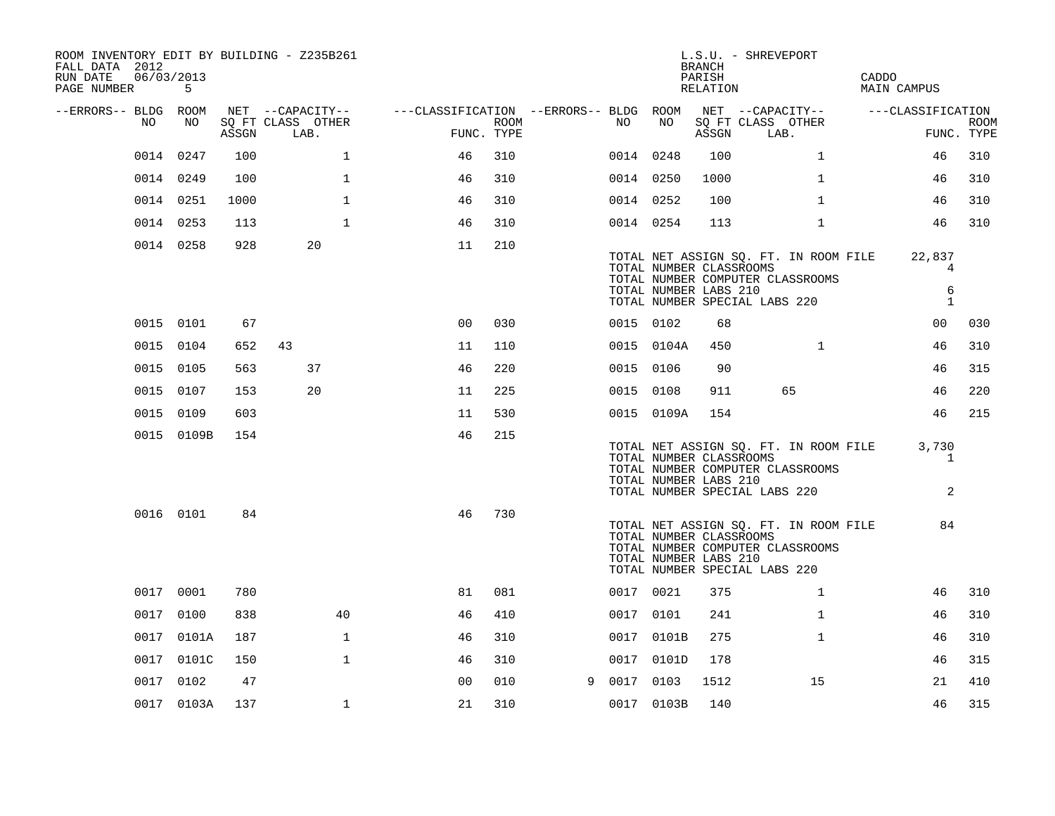ROOM INVENTORY EDIT BY BUILDING - Z235B261
FALL DATA 2012
RUN DATE 06/03/2013
PAGE NUMBER 5

L.S.U. - SHREVEPORT
BRANCH
PARISH CADDO
RELATION MAIN CAMPUS

| --ERRORS-- | BLDG NO | ROOM NO | NET SQ FT ASSGN | CAPACITY CLASS | CAPACITY LAB. | CAPACITY OTHER | CLASSIFICATION FUNC. | ROOM TYPE | --ERRORS-- | BLDG NO | ROOM NO | NET SQ FT ASSGN | CAPACITY CLASS | CAPACITY LAB. | CAPACITY OTHER | CLASSIFICATION FUNC. | ROOM TYPE |
|---|---|---|---|---|---|---|---|---|---|---|---|---|---|---|---|---|---|
| | 0014 | 0247 | 100 | | | 1 | 46 | 310 | | 0014 | 0248 | 100 | | | 1 | 46 | 310 |
| | 0014 | 0249 | 100 | | | 1 | 46 | 310 | | 0014 | 0250 | 1000 | | | 1 | 46 | 310 |
| | 0014 | 0251 | 1000 | | | 1 | 46 | 310 | | 0014 | 0252 | 100 | | | 1 | 46 | 310 |
| | 0014 | 0253 | 113 | | | 1 | 46 | 310 | | 0014 | 0254 | 113 | | | 1 | 46 | 310 |
| | 0014 | 0258 | 928 | | 20 | | 11 | 210 | | | | | | | | | |

TOTAL NET ASSIGN SQ. FT. IN ROOM FILE 22,837
TOTAL NUMBER CLASSROOMS 4
TOTAL NUMBER COMPUTER CLASSROOMS
TOTAL NUMBER LABS 210 6
TOTAL NUMBER SPECIAL LABS 220 1

| --ERRORS-- | BLDG NO | ROOM NO | NET SQ FT ASSGN | CAPACITY CLASS | CAPACITY LAB. | CAPACITY OTHER | CLASSIFICATION FUNC. | ROOM TYPE | --ERRORS-- | BLDG NO | ROOM NO | NET SQ FT ASSGN | CAPACITY CLASS | CAPACITY LAB. | CAPACITY OTHER | CLASSIFICATION FUNC. | ROOM TYPE |
|---|---|---|---|---|---|---|---|---|---|---|---|---|---|---|---|---|---|
| | 0015 | 0101 | 67 | | | | 00 | 030 | | 0015 | 0102 | 68 | | | | 00 | 030 |
| | 0015 | 0104 | 652 | 43 | | | 11 | 110 | | 0015 | 0104A | 450 | | | 1 | 46 | 310 |
| | 0015 | 0105 | 563 | | 37 | | 46 | 220 | | 0015 | 0106 | 90 | | | | 46 | 315 |
| | 0015 | 0107 | 153 | | 20 | | 11 | 225 | | 0015 | 0108 | 911 | | 65 | | 46 | 220 |
| | 0015 | 0109 | 603 | | | | 11 | 530 | | 0015 | 0109A | 154 | | | | 46 | 215 |
| | 0015 | 0109B | 154 | | | | 46 | 215 | | | | | | | | | |

TOTAL NET ASSIGN SQ. FT. IN ROOM FILE 3,730
TOTAL NUMBER CLASSROOMS 1
TOTAL NUMBER COMPUTER CLASSROOMS
TOTAL NUMBER LABS 210
TOTAL NUMBER SPECIAL LABS 220 2

| --ERRORS-- | BLDG NO | ROOM NO | NET SQ FT ASSGN | CAPACITY CLASS | CAPACITY LAB. | CAPACITY OTHER | CLASSIFICATION FUNC. | ROOM TYPE |
|---|---|---|---|---|---|---|---|---|
| | 0016 | 0101 | 84 | | | | 46 | 730 |

TOTAL NET ASSIGN SQ. FT. IN ROOM FILE 84
TOTAL NUMBER CLASSROOMS
TOTAL NUMBER COMPUTER CLASSROOMS
TOTAL NUMBER LABS 210
TOTAL NUMBER SPECIAL LABS 220

| --ERRORS-- | BLDG NO | ROOM NO | NET SQ FT ASSGN | CAPACITY CLASS | CAPACITY LAB. | CAPACITY OTHER | CLASSIFICATION FUNC. | ROOM TYPE | --ERRORS-- | BLDG NO | ROOM NO | NET SQ FT ASSGN | CAPACITY CLASS | CAPACITY LAB. | CAPACITY OTHER | CLASSIFICATION FUNC. | ROOM TYPE |
|---|---|---|---|---|---|---|---|---|---|---|---|---|---|---|---|---|---|
| | 0017 | 0001 | 780 | | | | 81 | 081 | | 0017 | 0021 | 375 | | | 1 | 46 | 310 |
| | 0017 | 0100 | 838 | | | 40 | 46 | 410 | | 0017 | 0101 | 241 | | | 1 | 46 | 310 |
| | 0017 | 0101A | 187 | | | 1 | 46 | 310 | | 0017 | 0101B | 275 | | | 1 | 46 | 310 |
| | 0017 | 0101C | 150 | | | 1 | 46 | 310 | | 0017 | 0101D | 178 | | | | 46 | 315 |
| | 0017 | 0102 | 47 | | | | 00 | 010 | 9 | 0017 | 0103 | 1512 | | | 15 | 21 | 410 |
| | 0017 | 0103A | 137 | | | 1 | 21 | 310 | | 0017 | 0103B | 140 | | | | 46 | 315 |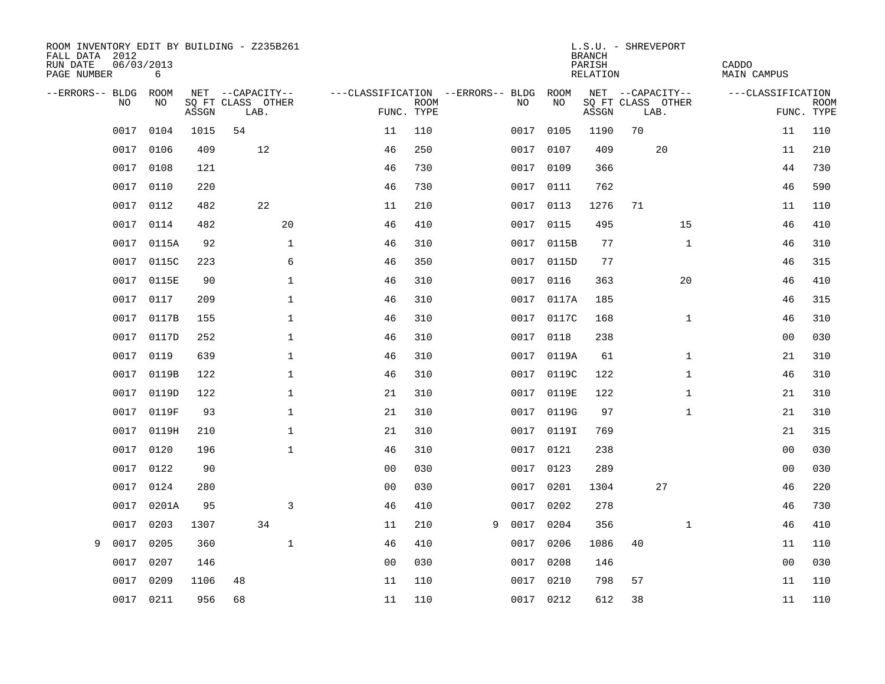ROOM INVENTORY EDIT BY BUILDING - Z235B261
FALL DATA 2012
RUN DATE 06/03/2013
PAGE NUMBER 6

L.S.U. - SHREVEPORT
BRANCH
PARISH CADDO
RELATION MAIN CAMPUS

| --ERRORS-- | BLDG NO | ROOM NO | NET SQ FT ASSGN | CAPACITY CLASS LAB. | CAPACITY OTHER | CLASSIFICATION FUNC. | ROOM TYPE | --ERRORS-- | BLDG NO | ROOM NO | NET SQ FT ASSGN | CAPACITY CLASS LAB. | CAPACITY OTHER | CLASSIFICATION FUNC. | ROOM TYPE |
|---|---|---|---|---|---|---|---|---|---|---|---|---|---|---|---|
| | 0017 | 0104 | 1015 | 54 | | 11 | 110 | | 0017 | 0105 | 1190 | 70 | | 11 | 110 |
| | 0017 | 0106 | 409 | 12 | | 46 | 250 | | 0017 | 0107 | 409 | 20 | | 11 | 210 |
| | 0017 | 0108 | 121 | | | 46 | 730 | | 0017 | 0109 | 366 | | | 44 | 730 |
| | 0017 | 0110 | 220 | | | 46 | 730 | | 0017 | 0111 | 762 | | | 46 | 590 |
| | 0017 | 0112 | 482 | 22 | | 11 | 210 | | 0017 | 0113 | 1276 | 71 | | 11 | 110 |
| | 0017 | 0114 | 482 | | 20 | 46 | 410 | | 0017 | 0115 | 495 | | 15 | 46 | 410 |
| | 0017 | 0115A | 92 | | 1 | 46 | 310 | | 0017 | 0115B | 77 | | 1 | 46 | 310 |
| | 0017 | 0115C | 223 | | 6 | 46 | 350 | | 0017 | 0115D | 77 | | | 46 | 315 |
| | 0017 | 0115E | 90 | | 1 | 46 | 310 | | 0017 | 0116 | 363 | | 20 | 46 | 410 |
| | 0017 | 0117 | 209 | | 1 | 46 | 310 | | 0017 | 0117A | 185 | | | 46 | 315 |
| | 0017 | 0117B | 155 | | 1 | 46 | 310 | | 0017 | 0117C | 168 | | 1 | 46 | 310 |
| | 0017 | 0117D | 252 | | 1 | 46 | 310 | | 0017 | 0118 | 238 | | | 00 | 030 |
| | 0017 | 0119 | 639 | | 1 | 46 | 310 | | 0017 | 0119A | 61 | | 1 | 21 | 310 |
| | 0017 | 0119B | 122 | | 1 | 46 | 310 | | 0017 | 0119C | 122 | | 1 | 46 | 310 |
| | 0017 | 0119D | 122 | | 1 | 21 | 310 | | 0017 | 0119E | 122 | | 1 | 21 | 310 |
| | 0017 | 0119F | 93 | | 1 | 21 | 310 | | 0017 | 0119G | 97 | | 1 | 21 | 310 |
| | 0017 | 0119H | 210 | | 1 | 21 | 310 | | 0017 | 0119I | 769 | | | 21 | 315 |
| | 0017 | 0120 | 196 | | 1 | 46 | 310 | | 0017 | 0121 | 238 | | | 00 | 030 |
| | 0017 | 0122 | 90 | | | 00 | 030 | | 0017 | 0123 | 289 | | | 00 | 030 |
| | 0017 | 0124 | 280 | | | 00 | 030 | | 0017 | 0201 | 1304 | 27 | | 46 | 220 |
| | 0017 | 0201A | 95 | | 3 | 46 | 410 | | 0017 | 0202 | 278 | | | 46 | 730 |
| | 0017 | 0203 | 1307 | 34 | | 11 | 210 | 9 | 0017 | 0204 | 356 | | 1 | 46 | 410 |
| 9 | 0017 | 0205 | 360 | | 1 | 46 | 410 | | 0017 | 0206 | 1086 | 40 | | 11 | 110 |
| | 0017 | 0207 | 146 | | | 00 | 030 | | 0017 | 0208 | 146 | | | 00 | 030 |
| | 0017 | 0209 | 1106 | 48 | | 11 | 110 | | 0017 | 0210 | 798 | 57 | | 11 | 110 |
| | 0017 | 0211 | 956 | 68 | | 11 | 110 | | 0017 | 0212 | 612 | 38 | | 11 | 110 |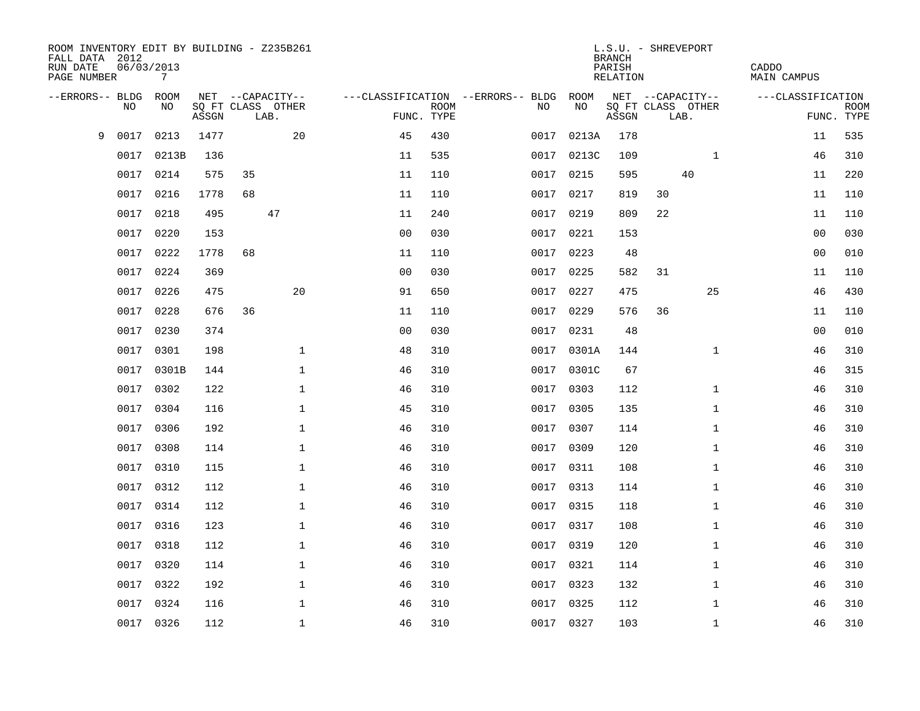ROOM INVENTORY EDIT BY BUILDING - Z235B261
FALL DATA 2012
RUN DATE 06/03/2013
PAGE NUMBER 7

L.S.U. - SHREVEPORT
BRANCH
PARISH CADDO
RELATION MAIN CAMPUS

| --ERRORS-- | BLDG NO | ROOM NO | NET SQ FT ASSGN | CAPACITY CLASS | CAPACITY LAB. | CAPACITY OTHER | CLASSIFICATION FUNC. | ROOM TYPE | --ERRORS-- | BLDG NO | ROOM NO | NET SQ FT ASSGN | CAPACITY CLASS | CAPACITY LAB. | CAPACITY OTHER | CLASSIFICATION FUNC. | ROOM TYPE |
|---|---|---|---|---|---|---|---|---|---|---|---|---|---|---|---|---|---|
| 9 | 0017 | 0213 | 1477 | | | 20 | 45 | 430 | | 0017 | 0213A | 178 | | | | 11 | 535 |
| | 0017 | 0213B | 136 | | | | 11 | 535 | | 0017 | 0213C | 109 | | | 1 | 46 | 310 |
| | 0017 | 0214 | 575 | 35 | | | 11 | 110 | | 0017 | 0215 | 595 | | 40 | | 11 | 220 |
| | 0017 | 0216 | 1778 | 68 | | | 11 | 110 | | 0017 | 0217 | 819 | 30 | | | 11 | 110 |
| | 0017 | 0218 | 495 | | 47 | | 11 | 240 | | 0017 | 0219 | 809 | 22 | | | 11 | 110 |
| | 0017 | 0220 | 153 | | | | 00 | 030 | | 0017 | 0221 | 153 | | | | 00 | 030 |
| | 0017 | 0222 | 1778 | 68 | | | 11 | 110 | | 0017 | 0223 | 48 | | | | 00 | 010 |
| | 0017 | 0224 | 369 | | | | 00 | 030 | | 0017 | 0225 | 582 | 31 | | | 11 | 110 |
| | 0017 | 0226 | 475 | | | 20 | 91 | 650 | | 0017 | 0227 | 475 | | | 25 | 46 | 430 |
| | 0017 | 0228 | 676 | 36 | | | 11 | 110 | | 0017 | 0229 | 576 | 36 | | | 11 | 110 |
| | 0017 | 0230 | 374 | | | | 00 | 030 | | 0017 | 0231 | 48 | | | | 00 | 010 |
| | 0017 | 0301 | 198 | | | 1 | 48 | 310 | | 0017 | 0301A | 144 | | | 1 | 46 | 310 |
| | 0017 | 0301B | 144 | | | 1 | 46 | 310 | | 0017 | 0301C | 67 | | | | 46 | 315 |
| | 0017 | 0302 | 122 | | | 1 | 46 | 310 | | 0017 | 0303 | 112 | | | 1 | 46 | 310 |
| | 0017 | 0304 | 116 | | | 1 | 45 | 310 | | 0017 | 0305 | 135 | | | 1 | 46 | 310 |
| | 0017 | 0306 | 192 | | | 1 | 46 | 310 | | 0017 | 0307 | 114 | | | 1 | 46 | 310 |
| | 0017 | 0308 | 114 | | | 1 | 46 | 310 | | 0017 | 0309 | 120 | | | 1 | 46 | 310 |
| | 0017 | 0310 | 115 | | | 1 | 46 | 310 | | 0017 | 0311 | 108 | | | 1 | 46 | 310 |
| | 0017 | 0312 | 112 | | | 1 | 46 | 310 | | 0017 | 0313 | 114 | | | 1 | 46 | 310 |
| | 0017 | 0314 | 112 | | | 1 | 46 | 310 | | 0017 | 0315 | 118 | | | 1 | 46 | 310 |
| | 0017 | 0316 | 123 | | | 1 | 46 | 310 | | 0017 | 0317 | 108 | | | 1 | 46 | 310 |
| | 0017 | 0318 | 112 | | | 1 | 46 | 310 | | 0017 | 0319 | 120 | | | 1 | 46 | 310 |
| | 0017 | 0320 | 114 | | | 1 | 46 | 310 | | 0017 | 0321 | 114 | | | 1 | 46 | 310 |
| | 0017 | 0322 | 192 | | | 1 | 46 | 310 | | 0017 | 0323 | 132 | | | 1 | 46 | 310 |
| | 0017 | 0324 | 116 | | | 1 | 46 | 310 | | 0017 | 0325 | 112 | | | 1 | 46 | 310 |
| | 0017 | 0326 | 112 | | | 1 | 46 | 310 | | 0017 | 0327 | 103 | | | 1 | 46 | 310 |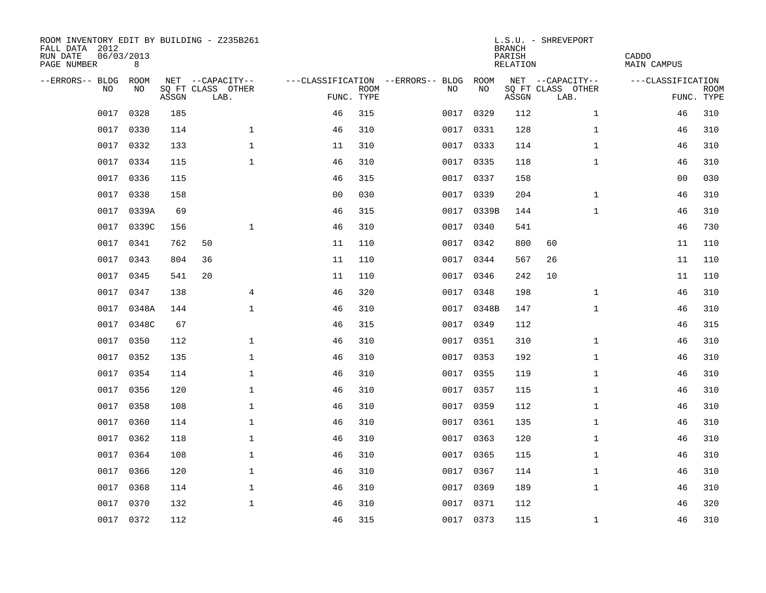ROOM INVENTORY EDIT BY BUILDING - Z235B261
FALL DATA 2012
RUN DATE 06/03/2013
PAGE NUMBER 8

L.S.U. - SHREVEPORT
BRANCH
PARISH CADDO
RELATION MAIN CAMPUS

| --ERRORS-- | BLDG NO | ROOM NO | NET SQ FT ASSGN | --CAPACITY-- CLASS | OTHER LAB. | ---CLASSIFICATION FUNC. | ROOM TYPE | --ERRORS-- | BLDG NO | ROOM NO | NET SQ FT ASSGN | --CAPACITY-- CLASS | OTHER LAB. | ---CLASSIFICATION FUNC. | ROOM TYPE |
|---|---|---|---|---|---|---|---|---|---|---|---|---|---|---|---|
| | 0017 | 0328 | 185 | | | 46 | 315 | | 0017 | 0329 | 112 | | 1 | 46 | 310 |
| | 0017 | 0330 | 114 | | 1 | 46 | 310 | | 0017 | 0331 | 128 | | 1 | 46 | 310 |
| | 0017 | 0332 | 133 | | 1 | 11 | 310 | | 0017 | 0333 | 114 | | 1 | 46 | 310 |
| | 0017 | 0334 | 115 | | 1 | 46 | 310 | | 0017 | 0335 | 118 | | 1 | 46 | 310 |
| | 0017 | 0336 | 115 | | | 46 | 315 | | 0017 | 0337 | 158 | | | 00 | 030 |
| | 0017 | 0338 | 158 | | | 00 | 030 | | 0017 | 0339 | 204 | | 1 | 46 | 310 |
| | 0017 | 0339A | 69 | | | 46 | 315 | | 0017 | 0339B | 144 | | 1 | 46 | 310 |
| | 0017 | 0339C | 156 | | 1 | 46 | 310 | | 0017 | 0340 | 541 | | | 46 | 730 |
| | 0017 | 0341 | 762 | 50 | | 11 | 110 | | 0017 | 0342 | 800 | 60 | | 11 | 110 |
| | 0017 | 0343 | 804 | 36 | | 11 | 110 | | 0017 | 0344 | 567 | 26 | | 11 | 110 |
| | 0017 | 0345 | 541 | 20 | | 11 | 110 | | 0017 | 0346 | 242 | 10 | | 11 | 110 |
| | 0017 | 0347 | 138 | | 4 | 46 | 320 | | 0017 | 0348 | 198 | | 1 | 46 | 310 |
| | 0017 | 0348A | 144 | | 1 | 46 | 310 | | 0017 | 0348B | 147 | | 1 | 46 | 310 |
| | 0017 | 0348C | 67 | | | 46 | 315 | | 0017 | 0349 | 112 | | | 46 | 315 |
| | 0017 | 0350 | 112 | | 1 | 46 | 310 | | 0017 | 0351 | 310 | | 1 | 46 | 310 |
| | 0017 | 0352 | 135 | | 1 | 46 | 310 | | 0017 | 0353 | 192 | | 1 | 46 | 310 |
| | 0017 | 0354 | 114 | | 1 | 46 | 310 | | 0017 | 0355 | 119 | | 1 | 46 | 310 |
| | 0017 | 0356 | 120 | | 1 | 46 | 310 | | 0017 | 0357 | 115 | | 1 | 46 | 310 |
| | 0017 | 0358 | 108 | | 1 | 46 | 310 | | 0017 | 0359 | 112 | | 1 | 46 | 310 |
| | 0017 | 0360 | 114 | | 1 | 46 | 310 | | 0017 | 0361 | 135 | | 1 | 46 | 310 |
| | 0017 | 0362 | 118 | | 1 | 46 | 310 | | 0017 | 0363 | 120 | | 1 | 46 | 310 |
| | 0017 | 0364 | 108 | | 1 | 46 | 310 | | 0017 | 0365 | 115 | | 1 | 46 | 310 |
| | 0017 | 0366 | 120 | | 1 | 46 | 310 | | 0017 | 0367 | 114 | | 1 | 46 | 310 |
| | 0017 | 0368 | 114 | | 1 | 46 | 310 | | 0017 | 0369 | 189 | | 1 | 46 | 310 |
| | 0017 | 0370 | 132 | | 1 | 46 | 310 | | 0017 | 0371 | 112 | | | 46 | 320 |
| | 0017 | 0372 | 112 | | | 46 | 315 | | 0017 | 0373 | 115 | | 1 | 46 | 310 |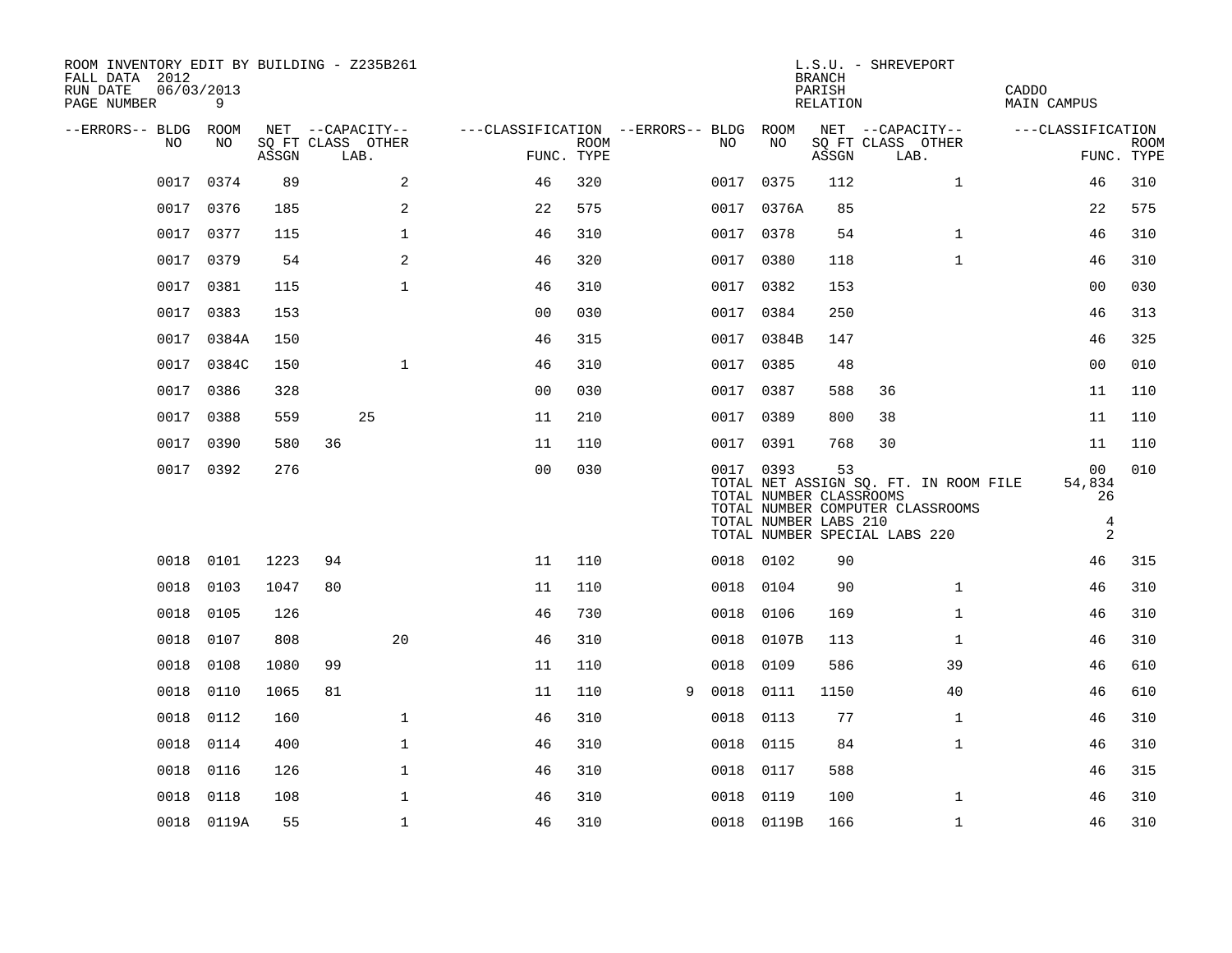ROOM INVENTORY EDIT BY BUILDING - Z235B261
FALL DATA 2012
RUN DATE 06/03/2013

L.S.U. - SHREVEPORT
BRANCH
PARISH CADDO
RELATION MAIN CAMPUS

| --ERRORS-- | BLDG NO | ROOM NO | NET SQ FT ASSGN | --CAPACITY-- CLASS | LAB. | OTHER | ---CLASSIFICATION FUNC. | ROOM TYPE | --ERRORS-- | BLDG NO | ROOM NO | NET SQ FT ASSGN | --CAPACITY-- CLASS | LAB. | OTHER | ---CLASSIFICATION FUNC. | ROOM TYPE |
|---|---|---|---|---|---|---|---|---|---|---|---|---|---|---|---|---|---|
| | 0017 | 0374 | 89 | | | 2 | 46 | 320 | | 0017 | 0375 | 112 | | | 1 | 46 | 310 |
| | 0017 | 0376 | 185 | | | 2 | 22 | 575 | | 0017 | 0376A | 85 | | | | 22 | 575 |
| | 0017 | 0377 | 115 | | | 1 | 46 | 310 | | 0017 | 0378 | 54 | | | 1 | 46 | 310 |
| | 0017 | 0379 | 54 | | | 2 | 46 | 320 | | 0017 | 0380 | 118 | | | 1 | 46 | 310 |
| | 0017 | 0381 | 115 | | | 1 | 46 | 310 | | 0017 | 0382 | 153 | | | | 00 | 030 |
| | 0017 | 0383 | 153 | | | | 00 | 030 | | 0017 | 0384 | 250 | | | | 46 | 313 |
| | 0017 | 0384A | 150 | | | | 46 | 315 | | 0017 | 0384B | 147 | | | | 46 | 325 |
| | 0017 | 0384C | 150 | | | 1 | 46 | 310 | | 0017 | 0385 | 48 | | | | 00 | 010 |
| | 0017 | 0386 | 328 | | | | 00 | 030 | | 0017 | 0387 | 588 | 36 | | | 11 | 110 |
| | 0017 | 0388 | 559 | | 25 | | 11 | 210 | | 0017 | 0389 | 800 | 38 | | | 11 | 110 |
| | 0017 | 0390 | 580 | 36 | | | 11 | 110 | | 0017 | 0391 | 768 | 30 | | | 11 | 110 |
| | 0017 | 0392 | 276 | | | | 00 | 030 | | 0017 | 0393 | 53 | | | | 00 | 010 |
| | | | | | | | | | | TOTAL NET ASSIGN SQ. FT. IN ROOM FILE | | | | | | 54,834 | |
| | | | | | | | | | | TOTAL NUMBER CLASSROOMS | | | | | | 26 | |
| | | | | | | | | | | TOTAL NUMBER COMPUTER CLASSROOMS | | | | | | | |
| | | | | | | | | | | TOTAL NUMBER LABS 210 | | | | | | 4 | |
| | | | | | | | | | | TOTAL NUMBER SPECIAL LABS 220 | | | | | | 2 | |
| | 0018 | 0101 | 1223 | 94 | | | 11 | 110 | | 0018 | 0102 | 90 | | | | 46 | 315 |
| | 0018 | 0103 | 1047 | 80 | | | 11 | 110 | | 0018 | 0104 | 90 | | | 1 | 46 | 310 |
| | 0018 | 0105 | 126 | | | | 46 | 730 | | 0018 | 0106 | 169 | | | 1 | 46 | 310 |
| | 0018 | 0107 | 808 | | | 20 | 46 | 310 | | 0018 | 0107B | 113 | | | 1 | 46 | 310 |
| | 0018 | 0108 | 1080 | 99 | | | 11 | 110 | | 0018 | 0109 | 586 | | | 39 | 46 | 610 |
| | 0018 | 0110 | 1065 | 81 | | | 11 | 110 | 9 | 0018 | 0111 | 1150 | | | 40 | 46 | 610 |
| | 0018 | 0112 | 160 | | | 1 | 46 | 310 | | 0018 | 0113 | 77 | | | 1 | 46 | 310 |
| | 0018 | 0114 | 400 | | | 1 | 46 | 310 | | 0018 | 0115 | 84 | | | 1 | 46 | 310 |
| | 0018 | 0116 | 126 | | | 1 | 46 | 310 | | 0018 | 0117 | 588 | | | | 46 | 315 |
| | 0018 | 0118 | 108 | | | 1 | 46 | 310 | | 0018 | 0119 | 100 | | | 1 | 46 | 310 |
| | 0018 | 0119A | 55 | | | 1 | 46 | 310 | | 0018 | 0119B | 166 | | | 1 | 46 | 310 |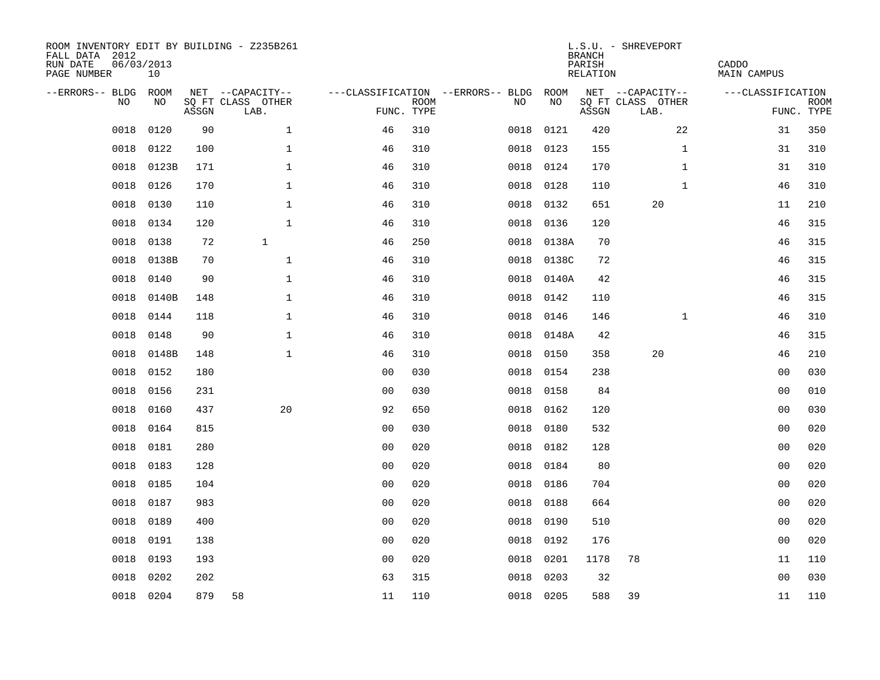ROOM INVENTORY EDIT BY BUILDING - Z235B261
FALL DATA 2012
RUN DATE 06/03/2013
PAGE NUMBER 10

L.S.U. - SHREVEPORT
BRANCH
PARISH CADDO
RELATION MAIN CAMPUS

| --ERRORS-- | BLDG NO | ROOM NO | NET SQ FT ASSGN | CAPACITY CLASS LAB. | CAPACITY OTHER | CLASSIFICATION FUNC. | ROOM TYPE | --ERRORS-- | BLDG NO | ROOM NO | NET SQ FT ASSGN | CAPACITY CLASS LAB. | CAPACITY OTHER | CLASSIFICATION FUNC. | ROOM TYPE |
|---|---|---|---|---|---|---|---|---|---|---|---|---|---|---|---|
| | 0018 | 0120 | 90 | | 1 | 46 | 310 | | 0018 | 0121 | 420 | | 22 | 31 | 350 |
| | 0018 | 0122 | 100 | | 1 | 46 | 310 | | 0018 | 0123 | 155 | | 1 | 31 | 310 |
| | 0018 | 0123B | 171 | | 1 | 46 | 310 | | 0018 | 0124 | 170 | | 1 | 31 | 310 |
| | 0018 | 0126 | 170 | | 1 | 46 | 310 | | 0018 | 0128 | 110 | | 1 | 46 | 310 |
| | 0018 | 0130 | 110 | | 1 | 46 | 310 | | 0018 | 0132 | 651 | 20 | | 11 | 210 |
| | 0018 | 0134 | 120 | | 1 | 46 | 310 | | 0018 | 0136 | 120 | | | 46 | 315 |
| | 0018 | 0138 | 72 | 1 | | 46 | 250 | | 0018 | 0138A | 70 | | | 46 | 315 |
| | 0018 | 0138B | 70 | | 1 | 46 | 310 | | 0018 | 0138C | 72 | | | 46 | 315 |
| | 0018 | 0140 | 90 | | 1 | 46 | 310 | | 0018 | 0140A | 42 | | | 46 | 315 |
| | 0018 | 0140B | 148 | | 1 | 46 | 310 | | 0018 | 0142 | 110 | | | 46 | 315 |
| | 0018 | 0144 | 118 | | 1 | 46 | 310 | | 0018 | 0146 | 146 | | 1 | 46 | 310 |
| | 0018 | 0148 | 90 | | 1 | 46 | 310 | | 0018 | 0148A | 42 | | | 46 | 315 |
| | 0018 | 0148B | 148 | | 1 | 46 | 310 | | 0018 | 0150 | 358 | 20 | | 46 | 210 |
| | 0018 | 0152 | 180 | | | 00 | 030 | | 0018 | 0154 | 238 | | | 00 | 030 |
| | 0018 | 0156 | 231 | | | 00 | 030 | | 0018 | 0158 | 84 | | | 00 | 010 |
| | 0018 | 0160 | 437 | | 20 | 92 | 650 | | 0018 | 0162 | 120 | | | 00 | 030 |
| | 0018 | 0164 | 815 | | | 00 | 030 | | 0018 | 0180 | 532 | | | 00 | 020 |
| | 0018 | 0181 | 280 | | | 00 | 020 | | 0018 | 0182 | 128 | | | 00 | 020 |
| | 0018 | 0183 | 128 | | | 00 | 020 | | 0018 | 0184 | 80 | | | 00 | 020 |
| | 0018 | 0185 | 104 | | | 00 | 020 | | 0018 | 0186 | 704 | | | 00 | 020 |
| | 0018 | 0187 | 983 | | | 00 | 020 | | 0018 | 0188 | 664 | | | 00 | 020 |
| | 0018 | 0189 | 400 | | | 00 | 020 | | 0018 | 0190 | 510 | | | 00 | 020 |
| | 0018 | 0191 | 138 | | | 00 | 020 | | 0018 | 0192 | 176 | | | 00 | 020 |
| | 0018 | 0193 | 193 | | | 00 | 020 | | 0018 | 0201 | 1178 | 78 | | 11 | 110 |
| | 0018 | 0202 | 202 | | | 63 | 315 | | 0018 | 0203 | 32 | | | 00 | 030 |
| | 0018 | 0204 | 879 | 58 | | 11 | 110 | | 0018 | 0205 | 588 | 39 | | 11 | 110 |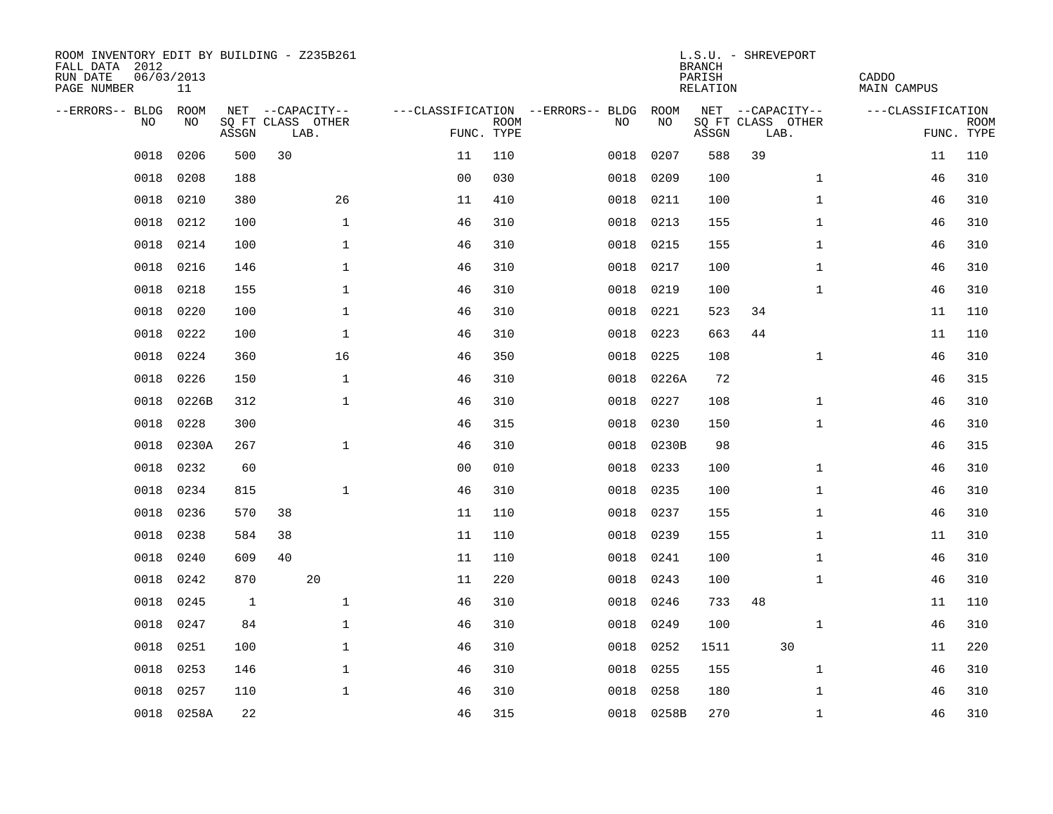ROOM INVENTORY EDIT BY BUILDING - Z235B261
FALL DATA 2012
RUN DATE 06/03/2013
PAGE NUMBER 11

L.S.U. - SHREVEPORT
BRANCH
PARISH CADDO
RELATION MAIN CAMPUS

| --ERRORS-- | BLDG NO | ROOM NO | NET SQ FT ASSGN | CAPACITY CLASS | CAPACITY LAB. | CAPACITY OTHER | CLASSIFICATION FUNC. | ROOM TYPE | --ERRORS-- | BLDG NO | ROOM NO | NET SQ FT ASSGN | CAPACITY CLASS | CAPACITY LAB. | CAPACITY OTHER | CLASSIFICATION FUNC. | ROOM TYPE |
|---|---|---|---|---|---|---|---|---|---|---|---|---|---|---|---|---|---|
| | 0018 | 0206 | 500 | 30 | | | 11 | 110 | | 0018 | 0207 | 588 | 39 | | | 11 | 110 |
| | 0018 | 0208 | 188 | | | | 00 | 030 | | 0018 | 0209 | 100 | | | 1 | 46 | 310 |
| | 0018 | 0210 | 380 | | | 26 | 11 | 410 | | 0018 | 0211 | 100 | | | 1 | 46 | 310 |
| | 0018 | 0212 | 100 | | | 1 | 46 | 310 | | 0018 | 0213 | 155 | | | 1 | 46 | 310 |
| | 0018 | 0214 | 100 | | | 1 | 46 | 310 | | 0018 | 0215 | 155 | | | 1 | 46 | 310 |
| | 0018 | 0216 | 146 | | | 1 | 46 | 310 | | 0018 | 0217 | 100 | | | 1 | 46 | 310 |
| | 0018 | 0218 | 155 | | | 1 | 46 | 310 | | 0018 | 0219 | 100 | | | 1 | 46 | 310 |
| | 0018 | 0220 | 100 | | | 1 | 46 | 310 | | 0018 | 0221 | 523 | 34 | | | 11 | 110 |
| | 0018 | 0222 | 100 | | | 1 | 46 | 310 | | 0018 | 0223 | 663 | 44 | | | 11 | 110 |
| | 0018 | 0224 | 360 | | | 16 | 46 | 350 | | 0018 | 0225 | 108 | | | 1 | 46 | 310 |
| | 0018 | 0226 | 150 | | | 1 | 46 | 310 | | 0018 | 0226A | 72 | | | | 46 | 315 |
| | 0018 | 0226B | 312 | | | 1 | 46 | 310 | | 0018 | 0227 | 108 | | | 1 | 46 | 310 |
| | 0018 | 0228 | 300 | | | | 46 | 315 | | 0018 | 0230 | 150 | | | 1 | 46 | 310 |
| | 0018 | 0230A | 267 | | | 1 | 46 | 310 | | 0018 | 0230B | 98 | | | | 46 | 315 |
| | 0018 | 0232 | 60 | | | | 00 | 010 | | 0018 | 0233 | 100 | | | 1 | 46 | 310 |
| | 0018 | 0234 | 815 | | | 1 | 46 | 310 | | 0018 | 0235 | 100 | | | 1 | 46 | 310 |
| | 0018 | 0236 | 570 | 38 | | | 11 | 110 | | 0018 | 0237 | 155 | | | 1 | 46 | 310 |
| | 0018 | 0238 | 584 | 38 | | | 11 | 110 | | 0018 | 0239 | 155 | | | 1 | 11 | 310 |
| | 0018 | 0240 | 609 | 40 | | | 11 | 110 | | 0018 | 0241 | 100 | | | 1 | 46 | 310 |
| | 0018 | 0242 | 870 | | 20 | | 11 | 220 | | 0018 | 0243 | 100 | | | 1 | 46 | 310 |
| | 0018 | 0245 | 1 | | | 1 | 46 | 310 | | 0018 | 0246 | 733 | 48 | | | 11 | 110 |
| | 0018 | 0247 | 84 | | | 1 | 46 | 310 | | 0018 | 0249 | 100 | | | 1 | 46 | 310 |
| | 0018 | 0251 | 100 | | | 1 | 46 | 310 | | 0018 | 0252 | 1511 | | 30 | | 11 | 220 |
| | 0018 | 0253 | 146 | | | 1 | 46 | 310 | | 0018 | 0255 | 155 | | | 1 | 46 | 310 |
| | 0018 | 0257 | 110 | | | 1 | 46 | 310 | | 0018 | 0258 | 180 | | | 1 | 46 | 310 |
| | 0018 | 0258A | 22 | | | | 46 | 315 | | 0018 | 0258B | 270 | | | 1 | 46 | 310 |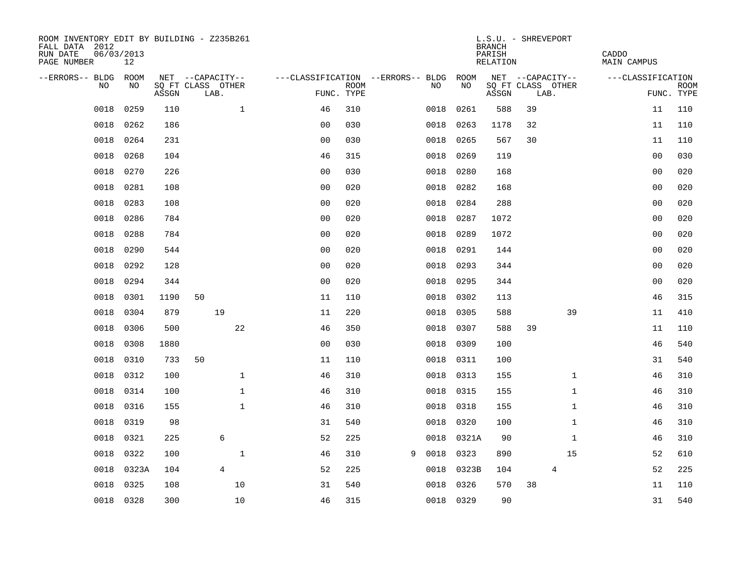ROOM INVENTORY EDIT BY BUILDING - Z235B261
FALL DATA 2012
RUN DATE 06/03/2013
PAGE NUMBER 12

L.S.U. - SHREVEPORT
BRANCH
PARISH CADDO
RELATION MAIN CAMPUS

| --ERRORS-- | BLDG NO | ROOM NO | NET SQ FT ASSGN | CAPACITY CLASS | CAPACITY LAB. | CAPACITY OTHER | CLASSIFICATION FUNC. | ROOM TYPE | --ERRORS-- | BLDG NO | ROOM NO | NET SQ FT ASSGN | CAPACITY CLASS | CAPACITY LAB. | CAPACITY OTHER | CLASSIFICATION FUNC. | ROOM TYPE |
|---|---|---|---|---|---|---|---|---|---|---|---|---|---|---|---|---|---|
| | 0018 | 0259 | 110 | | | 1 | 46 | 310 | | 0018 | 0261 | 588 | 39 | | | 11 | 110 |
| | 0018 | 0262 | 186 | | | | 00 | 030 | | 0018 | 0263 | 1178 | 32 | | | 11 | 110 |
| | 0018 | 0264 | 231 | | | | 00 | 030 | | 0018 | 0265 | 567 | 30 | | | 11 | 110 |
| | 0018 | 0268 | 104 | | | | 46 | 315 | | 0018 | 0269 | 119 | | | | 00 | 030 |
| | 0018 | 0270 | 226 | | | | 00 | 030 | | 0018 | 0280 | 168 | | | | 00 | 020 |
| | 0018 | 0281 | 108 | | | | 00 | 020 | | 0018 | 0282 | 168 | | | | 00 | 020 |
| | 0018 | 0283 | 108 | | | | 00 | 020 | | 0018 | 0284 | 288 | | | | 00 | 020 |
| | 0018 | 0286 | 784 | | | | 00 | 020 | | 0018 | 0287 | 1072 | | | | 00 | 020 |
| | 0018 | 0288 | 784 | | | | 00 | 020 | | 0018 | 0289 | 1072 | | | | 00 | 020 |
| | 0018 | 0290 | 544 | | | | 00 | 020 | | 0018 | 0291 | 144 | | | | 00 | 020 |
| | 0018 | 0292 | 128 | | | | 00 | 020 | | 0018 | 0293 | 344 | | | | 00 | 020 |
| | 0018 | 0294 | 344 | | | | 00 | 020 | | 0018 | 0295 | 344 | | | | 00 | 020 |
| | 0018 | 0301 | 1190 | 50 | | | 11 | 110 | | 0018 | 0302 | 113 | | | | 46 | 315 |
| | 0018 | 0304 | 879 | | 19 | | 11 | 220 | | 0018 | 0305 | 588 | | | 39 | 11 | 410 |
| | 0018 | 0306 | 500 | | | 22 | 46 | 350 | | 0018 | 0307 | 588 | 39 | | | 11 | 110 |
| | 0018 | 0308 | 1880 | | | | 00 | 030 | | 0018 | 0309 | 100 | | | | 46 | 540 |
| | 0018 | 0310 | 733 | 50 | | | 11 | 110 | | 0018 | 0311 | 100 | | | | 31 | 540 |
| | 0018 | 0312 | 100 | | | 1 | 46 | 310 | | 0018 | 0313 | 155 | | | 1 | 46 | 310 |
| | 0018 | 0314 | 100 | | | 1 | 46 | 310 | | 0018 | 0315 | 155 | | | 1 | 46 | 310 |
| | 0018 | 0316 | 155 | | | 1 | 46 | 310 | | 0018 | 0318 | 155 | | | 1 | 46 | 310 |
| | 0018 | 0319 | 98 | | | | 31 | 540 | | 0018 | 0320 | 100 | | | 1 | 46 | 310 |
| | 0018 | 0321 | 225 | | 6 | | 52 | 225 | | 0018 | 0321A | 90 | | | 1 | 46 | 310 |
| | 0018 | 0322 | 100 | | | 1 | 46 | 310 | 9 | 0018 | 0323 | 890 | | | 15 | 52 | 610 |
| | 0018 | 0323A | 104 | | 4 | | 52 | 225 | | 0018 | 0323B | 104 | | 4 | | 52 | 225 |
| | 0018 | 0325 | 108 | | | 10 | 31 | 540 | | 0018 | 0326 | 570 | 38 | | | 11 | 110 |
| | 0018 | 0328 | 300 | | | 10 | 46 | 315 | | 0018 | 0329 | 90 | | | | 31 | 540 |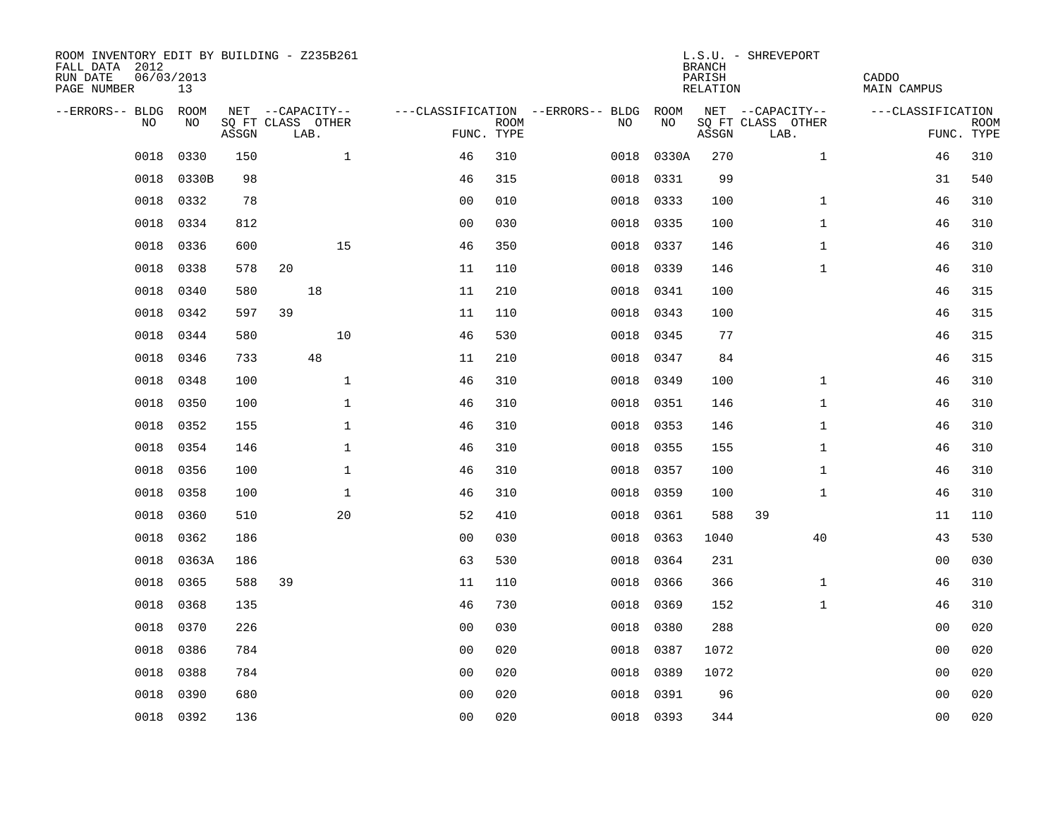ROOM INVENTORY EDIT BY BUILDING - Z235B261
FALL DATA 2012
RUN DATE 06/03/2013
PAGE NUMBER 13

L.S.U. - SHREVEPORT
BRANCH
PARISH CADDO
RELATION MAIN CAMPUS

| --ERRORS-- | BLDG NO | ROOM NO | NET SQ FT ASSGN | CAPACITY CLASS | CAPACITY LAB. | CAPACITY OTHER | CLASSIFICATION FUNC. | ROOM TYPE | --ERRORS-- | BLDG NO | ROOM NO | NET SQ FT ASSGN | CAPACITY CLASS | CAPACITY LAB. | CAPACITY OTHER | CLASSIFICATION FUNC. | ROOM TYPE |
|---|---|---|---|---|---|---|---|---|---|---|---|---|---|---|---|---|---|
| | 0018 | 0330 | 150 | | | 1 | 46 | 310 | | 0018 | 0330A | 270 | | | 1 | 46 | 310 |
| | 0018 | 0330B | 98 | | | | 46 | 315 | | 0018 | 0331 | 99 | | | | 31 | 540 |
| | 0018 | 0332 | 78 | | | | 00 | 010 | | 0018 | 0333 | 100 | | | 1 | 46 | 310 |
| | 0018 | 0334 | 812 | | | | 00 | 030 | | 0018 | 0335 | 100 | | | 1 | 46 | 310 |
| | 0018 | 0336 | 600 | | | 15 | 46 | 350 | | 0018 | 0337 | 146 | | | 1 | 46 | 310 |
| | 0018 | 0338 | 578 | 20 | | | 11 | 110 | | 0018 | 0339 | 146 | | | 1 | 46 | 310 |
| | 0018 | 0340 | 580 | | 18 | | 11 | 210 | | 0018 | 0341 | 100 | | | | 46 | 315 |
| | 0018 | 0342 | 597 | 39 | | | 11 | 110 | | 0018 | 0343 | 100 | | | | 46 | 315 |
| | 0018 | 0344 | 580 | | | 10 | 46 | 530 | | 0018 | 0345 | 77 | | | | 46 | 315 |
| | 0018 | 0346 | 733 | | 48 | | 11 | 210 | | 0018 | 0347 | 84 | | | | 46 | 315 |
| | 0018 | 0348 | 100 | | | 1 | 46 | 310 | | 0018 | 0349 | 100 | | | 1 | 46 | 310 |
| | 0018 | 0350 | 100 | | | 1 | 46 | 310 | | 0018 | 0351 | 146 | | | 1 | 46 | 310 |
| | 0018 | 0352 | 155 | | | 1 | 46 | 310 | | 0018 | 0353 | 146 | | | 1 | 46 | 310 |
| | 0018 | 0354 | 146 | | | 1 | 46 | 310 | | 0018 | 0355 | 155 | | | 1 | 46 | 310 |
| | 0018 | 0356 | 100 | | | 1 | 46 | 310 | | 0018 | 0357 | 100 | | | 1 | 46 | 310 |
| | 0018 | 0358 | 100 | | | 1 | 46 | 310 | | 0018 | 0359 | 100 | | | 1 | 46 | 310 |
| | 0018 | 0360 | 510 | | | 20 | 52 | 410 | | 0018 | 0361 | 588 | 39 | | | 11 | 110 |
| | 0018 | 0362 | 186 | | | | 00 | 030 | | 0018 | 0363 | 1040 | | | 40 | 43 | 530 |
| | 0018 | 0363A | 186 | | | | 63 | 530 | | 0018 | 0364 | 231 | | | | 00 | 030 |
| | 0018 | 0365 | 588 | 39 | | | 11 | 110 | | 0018 | 0366 | 366 | | | 1 | 46 | 310 |
| | 0018 | 0368 | 135 | | | | 46 | 730 | | 0018 | 0369 | 152 | | | 1 | 46 | 310 |
| | 0018 | 0370 | 226 | | | | 00 | 030 | | 0018 | 0380 | 288 | | | | 00 | 020 |
| | 0018 | 0386 | 784 | | | | 00 | 020 | | 0018 | 0387 | 1072 | | | | 00 | 020 |
| | 0018 | 0388 | 784 | | | | 00 | 020 | | 0018 | 0389 | 1072 | | | | 00 | 020 |
| | 0018 | 0390 | 680 | | | | 00 | 020 | | 0018 | 0391 | 96 | | | | 00 | 020 |
| | 0018 | 0392 | 136 | | | | 00 | 020 | | 0018 | 0393 | 344 | | | | 00 | 020 |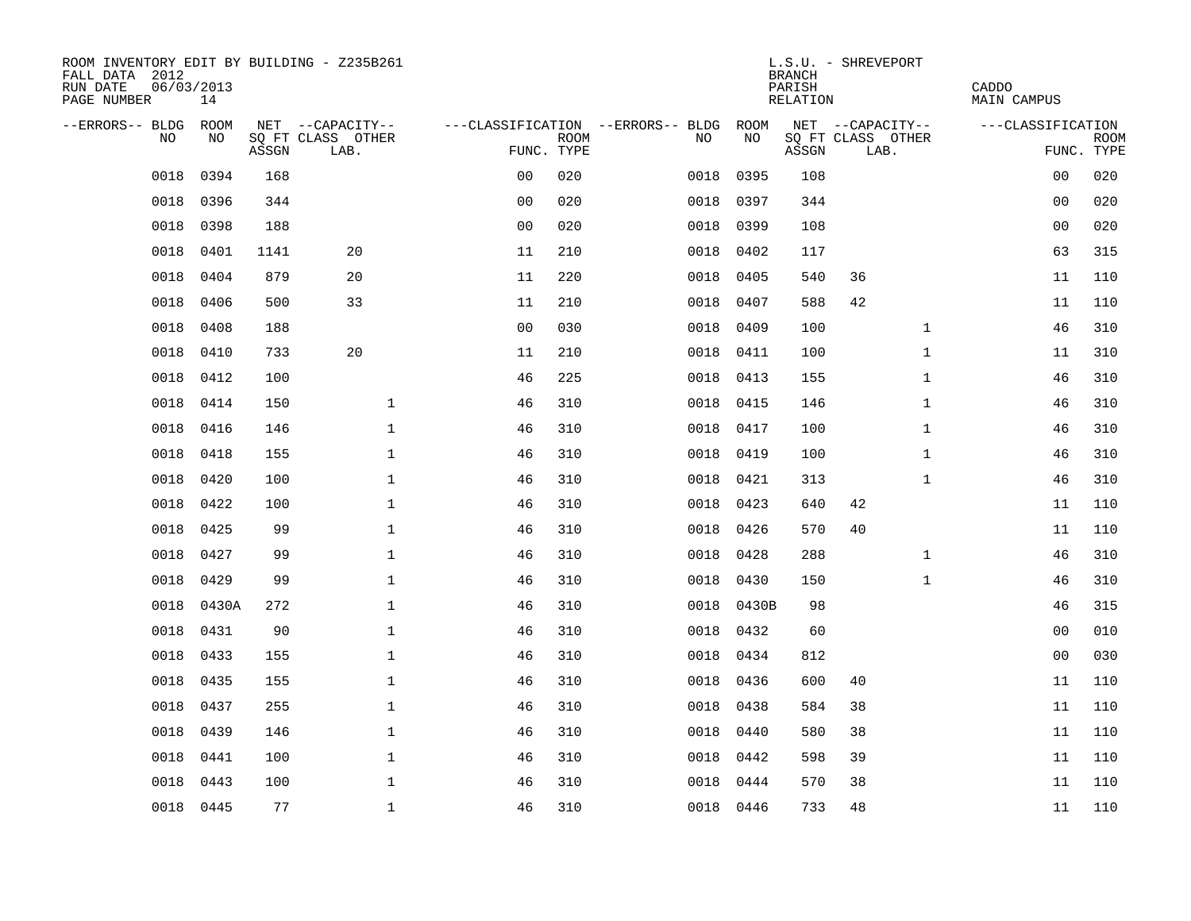ROOM INVENTORY EDIT BY BUILDING - Z235B261
FALL DATA 2012
RUN DATE 06/03/2013
PAGE NUMBER 14

L.S.U. - SHREVEPORT
BRANCH
PARISH CADDO
RELATION MAIN CAMPUS

| --ERRORS-- | BLDG NO | ROOM NO | NET SQ FT ASSGN | CAPACITY CLASS LAB. | CAPACITY OTHER | CLASSIFICATION FUNC. | ROOM TYPE | --ERRORS-- | BLDG NO | ROOM NO | NET SQ FT ASSGN | CAPACITY CLASS LAB. | CAPACITY OTHER | CLASSIFICATION FUNC. | ROOM TYPE |
|---|---|---|---|---|---|---|---|---|---|---|---|---|---|---|---|
| | 0018 | 0394 | 168 | | | 00 | 020 | | 0018 | 0395 | 108 | | | 00 | 020 |
| | 0018 | 0396 | 344 | | | 00 | 020 | | 0018 | 0397 | 344 | | | 00 | 020 |
| | 0018 | 0398 | 188 | | | 00 | 020 | | 0018 | 0399 | 108 | | | 00 | 020 |
| | 0018 | 0401 | 1141 | 20 | | 11 | 210 | | 0018 | 0402 | 117 | | | 63 | 315 |
| | 0018 | 0404 | 879 | 20 | | 11 | 220 | | 0018 | 0405 | 540 | 36 | | 11 | 110 |
| | 0018 | 0406 | 500 | 33 | | 11 | 210 | | 0018 | 0407 | 588 | 42 | | 11 | 110 |
| | 0018 | 0408 | 188 | | | 00 | 030 | | 0018 | 0409 | 100 | | 1 | 46 | 310 |
| | 0018 | 0410 | 733 | 20 | | 11 | 210 | | 0018 | 0411 | 100 | | 1 | 11 | 310 |
| | 0018 | 0412 | 100 | | | 46 | 225 | | 0018 | 0413 | 155 | | 1 | 46 | 310 |
| | 0018 | 0414 | 150 | | 1 | 46 | 310 | | 0018 | 0415 | 146 | | 1 | 46 | 310 |
| | 0018 | 0416 | 146 | | 1 | 46 | 310 | | 0018 | 0417 | 100 | | 1 | 46 | 310 |
| | 0018 | 0418 | 155 | | 1 | 46 | 310 | | 0018 | 0419 | 100 | | 1 | 46 | 310 |
| | 0018 | 0420 | 100 | | 1 | 46 | 310 | | 0018 | 0421 | 313 | | 1 | 46 | 310 |
| | 0018 | 0422 | 100 | | 1 | 46 | 310 | | 0018 | 0423 | 640 | 42 | | 11 | 110 |
| | 0018 | 0425 | 99 | | 1 | 46 | 310 | | 0018 | 0426 | 570 | 40 | | 11 | 110 |
| | 0018 | 0427 | 99 | | 1 | 46 | 310 | | 0018 | 0428 | 288 | | 1 | 46 | 310 |
| | 0018 | 0429 | 99 | | 1 | 46 | 310 | | 0018 | 0430 | 150 | | 1 | 46 | 310 |
| | 0018 | 0430A | 272 | | 1 | 46 | 310 | | 0018 | 0430B | 98 | | | 46 | 315 |
| | 0018 | 0431 | 90 | | 1 | 46 | 310 | | 0018 | 0432 | 60 | | | 00 | 010 |
| | 0018 | 0433 | 155 | | 1 | 46 | 310 | | 0018 | 0434 | 812 | | | 00 | 030 |
| | 0018 | 0435 | 155 | | 1 | 46 | 310 | | 0018 | 0436 | 600 | 40 | | 11 | 110 |
| | 0018 | 0437 | 255 | | 1 | 46 | 310 | | 0018 | 0438 | 584 | 38 | | 11 | 110 |
| | 0018 | 0439 | 146 | | 1 | 46 | 310 | | 0018 | 0440 | 580 | 38 | | 11 | 110 |
| | 0018 | 0441 | 100 | | 1 | 46 | 310 | | 0018 | 0442 | 598 | 39 | | 11 | 110 |
| | 0018 | 0443 | 100 | | 1 | 46 | 310 | | 0018 | 0444 | 570 | 38 | | 11 | 110 |
| | 0018 | 0445 | 77 | | 1 | 46 | 310 | | 0018 | 0446 | 733 | 48 | | 11 | 110 |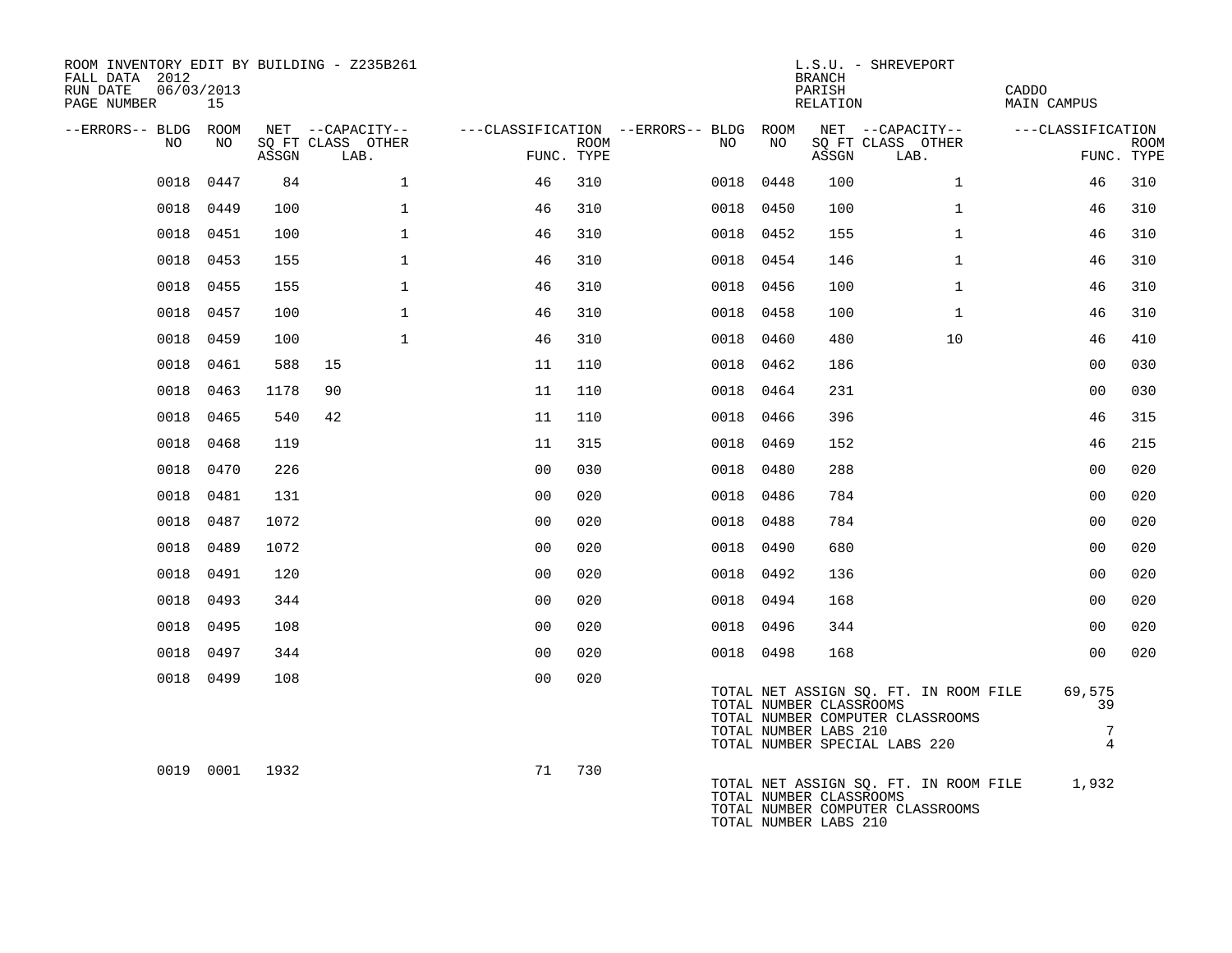ROOM INVENTORY EDIT BY BUILDING - Z235B261
FALL DATA 2012
RUN DATE 06/03/2013

L.S.U. - SHREVEPORT
BRANCH
PARISH CADDO
RELATION MAIN CAMPUS

| --ERRORS-- | BLDG NO | ROOM NO | NET SQ FT ASSGN | --CAPACITY-- CLASS | OTHER LAB. | ---CLASSIFICATION FUNC. | ROOM TYPE | --ERRORS-- | BLDG NO | ROOM NO | NET SQ FT ASSGN | --CAPACITY-- CLASS | OTHER LAB. | ---CLASSIFICATION FUNC. | ROOM TYPE |
|---|---|---|---|---|---|---|---|---|---|---|---|---|---|---|---|
| | 0018 | 0447 | 84 | | 1 | 46 | 310 | | 0018 | 0448 | 100 | | 1 | 46 | 310 |
| | 0018 | 0449 | 100 | | 1 | 46 | 310 | | 0018 | 0450 | 100 | | 1 | 46 | 310 |
| | 0018 | 0451 | 100 | | 1 | 46 | 310 | | 0018 | 0452 | 155 | | 1 | 46 | 310 |
| | 0018 | 0453 | 155 | | 1 | 46 | 310 | | 0018 | 0454 | 146 | | 1 | 46 | 310 |
| | 0018 | 0455 | 155 | | 1 | 46 | 310 | | 0018 | 0456 | 100 | | 1 | 46 | 310 |
| | 0018 | 0457 | 100 | | 1 | 46 | 310 | | 0018 | 0458 | 100 | | 1 | 46 | 310 |
| | 0018 | 0459 | 100 | | 1 | 46 | 310 | | 0018 | 0460 | 480 | | 10 | 46 | 410 |
| | 0018 | 0461 | 588 | 15 | | 11 | 110 | | 0018 | 0462 | 186 | | | 00 | 030 |
| | 0018 | 0463 | 1178 | 90 | | 11 | 110 | | 0018 | 0464 | 231 | | | 00 | 030 |
| | 0018 | 0465 | 540 | 42 | | 11 | 110 | | 0018 | 0466 | 396 | | | 46 | 315 |
| | 0018 | 0468 | 119 | | | 11 | 315 | | 0018 | 0469 | 152 | | | 46 | 215 |
| | 0018 | 0470 | 226 | | | 00 | 030 | | 0018 | 0480 | 288 | | | 00 | 020 |
| | 0018 | 0481 | 131 | | | 00 | 020 | | 0018 | 0486 | 784 | | | 00 | 020 |
| | 0018 | 0487 | 1072 | | | 00 | 020 | | 0018 | 0488 | 784 | | | 00 | 020 |
| | 0018 | 0489 | 1072 | | | 00 | 020 | | 0018 | 0490 | 680 | | | 00 | 020 |
| | 0018 | 0491 | 120 | | | 00 | 020 | | 0018 | 0492 | 136 | | | 00 | 020 |
| | 0018 | 0493 | 344 | | | 00 | 020 | | 0018 | 0494 | 168 | | | 00 | 020 |
| | 0018 | 0495 | 108 | | | 00 | 020 | | 0018 | 0496 | 344 | | | 00 | 020 |
| | 0018 | 0497 | 344 | | | 00 | 020 | | 0018 | 0498 | 168 | | | 00 | 020 |
| | 0018 | 0499 | 108 | | | 00 | 020 | | | | | | | | |

TOTAL NET ASSIGN SQ. FT. IN ROOM FILE 69,575
TOTAL NUMBER CLASSROOMS 39
TOTAL NUMBER COMPUTER CLASSROOMS
TOTAL NUMBER LABS 210 7
TOTAL NUMBER SPECIAL LABS 220 4

| --ERRORS-- | BLDG NO | ROOM NO | NET SQ FT ASSGN | --CAPACITY-- CLASS | OTHER LAB. | ---CLASSIFICATION FUNC. | ROOM TYPE |
|---|---|---|---|---|---|---|---|
| | 0019 | 0001 | 1932 | | | 71 | 730 |

TOTAL NET ASSIGN SQ. FT. IN ROOM FILE 1,932
TOTAL NUMBER CLASSROOMS
TOTAL NUMBER COMPUTER CLASSROOMS
TOTAL NUMBER LABS 210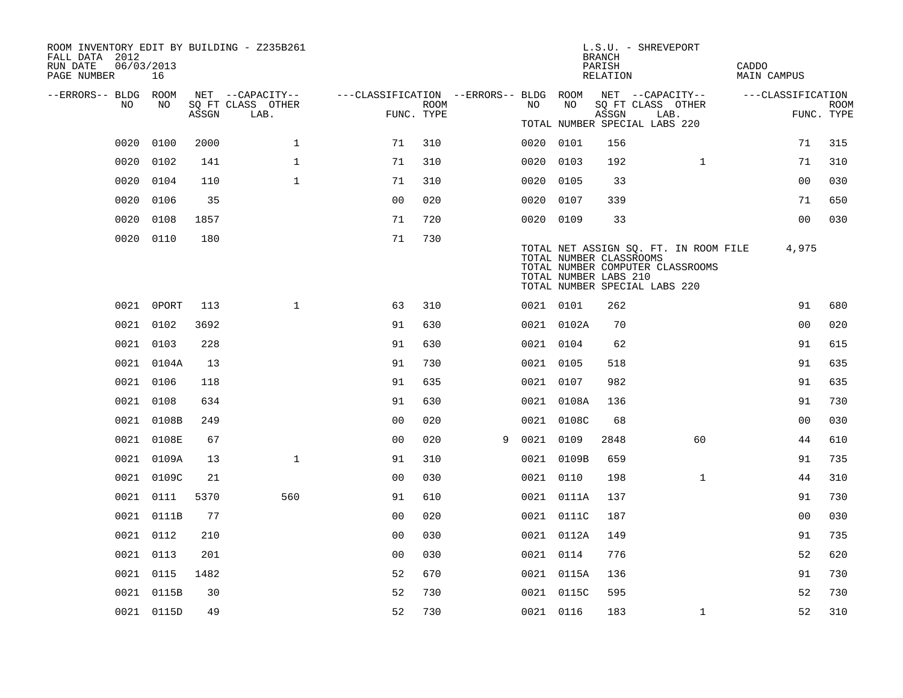ROOM INVENTORY EDIT BY BUILDING - Z235B261
FALL DATA 2012
RUN DATE 06/03/2013

L.S.U. - SHREVEPORT
BRANCH
PARISH CADDO
RELATION MAIN CAMPUS

| --ERRORS-- | BLDG NO | ROOM NO | NET SQ FT ASSGN | --CAPACITY-- CLASS LAB. | OTHER | ---CLASSIFICATION FUNC. | ROOM TYPE | --ERRORS-- | BLDG NO | ROOM NO | NET SQ FT ASSGN | --CAPACITY-- CLASS LAB. | OTHER | ---CLASSIFICATION FUNC. | ROOM TYPE |
|---|---|---|---|---|---|---|---|---|---|---|---|---|---|---|---|
| | | | | | | | | | | | TOTAL NUMBER SPECIAL LABS 220 | | | | |
| | 0020 | 0100 | 2000 | 1 | | 71 | 310 | | 0020 | 0101 | 156 | | | 71 | 315 |
| | 0020 | 0102 | 141 | 1 | | 71 | 310 | | 0020 | 0103 | 192 | 1 | | 71 | 310 |
| | 0020 | 0104 | 110 | 1 | | 71 | 310 | | 0020 | 0105 | 33 | | | 00 | 030 |
| | 0020 | 0106 | 35 | | | 00 | 020 | | 0020 | 0107 | 339 | | | 71 | 650 |
| | 0020 | 0108 | 1857 | | | 71 | 720 | | 0020 | 0109 | 33 | | | 00 | 030 |
| | 0020 | 0110 | 180 | | | 71 | 730 | | | | | | | | |
| | | | | | | | | | | | TOTAL NET ASSIGN SQ. FT. IN ROOM FILE | | | 4,975 | |
| | | | | | | | | | | | TOTAL NUMBER CLASSROOMS | | | | |
| | | | | | | | | | | | TOTAL NUMBER COMPUTER CLASSROOMS | | | | |
| | | | | | | | | | | | TOTAL NUMBER LABS 210 | | | | |
| | | | | | | | | | | | TOTAL NUMBER SPECIAL LABS 220 | | | | |
| | 0021 | 0PORT | 113 | 1 | | 63 | 310 | | 0021 | 0101 | 262 | | | 91 | 680 |
| | 0021 | 0102 | 3692 | | | 91 | 630 | | 0021 | 0102A | 70 | | | 00 | 020 |
| | 0021 | 0103 | 228 | | | 91 | 630 | | 0021 | 0104 | 62 | | | 91 | 615 |
| | 0021 | 0104A | 13 | | | 91 | 730 | | 0021 | 0105 | 518 | | | 91 | 635 |
| | 0021 | 0106 | 118 | | | 91 | 635 | | 0021 | 0107 | 982 | | | 91 | 635 |
| | 0021 | 0108 | 634 | | | 91 | 630 | | 0021 | 0108A | 136 | | | 91 | 730 |
| | 0021 | 0108B | 249 | | | 00 | 020 | | 0021 | 0108C | 68 | | | 00 | 030 |
| | 0021 | 0108E | 67 | | | 00 | 020 | 9 | 0021 | 0109 | 2848 | | 60 | 44 | 610 |
| | 0021 | 0109A | 13 | 1 | | 91 | 310 | | 0021 | 0109B | 659 | | | 91 | 735 |
| | 0021 | 0109C | 21 | | | 00 | 030 | | 0021 | 0110 | 198 | 1 | | 44 | 310 |
| | 0021 | 0111 | 5370 | | 560 | 91 | 610 | | 0021 | 0111A | 137 | | | 91 | 730 |
| | 0021 | 0111B | 77 | | | 00 | 020 | | 0021 | 0111C | 187 | | | 00 | 030 |
| | 0021 | 0112 | 210 | | | 00 | 030 | | 0021 | 0112A | 149 | | | 91 | 735 |
| | 0021 | 0113 | 201 | | | 00 | 030 | | 0021 | 0114 | 776 | | | 52 | 620 |
| | 0021 | 0115 | 1482 | | | 52 | 670 | | 0021 | 0115A | 136 | | | 91 | 730 |
| | 0021 | 0115B | 30 | | | 52 | 730 | | 0021 | 0115C | 595 | | | 52 | 730 |
| | 0021 | 0115D | 49 | | | 52 | 730 | | 0021 | 0116 | 183 | 1 | | 52 | 310 |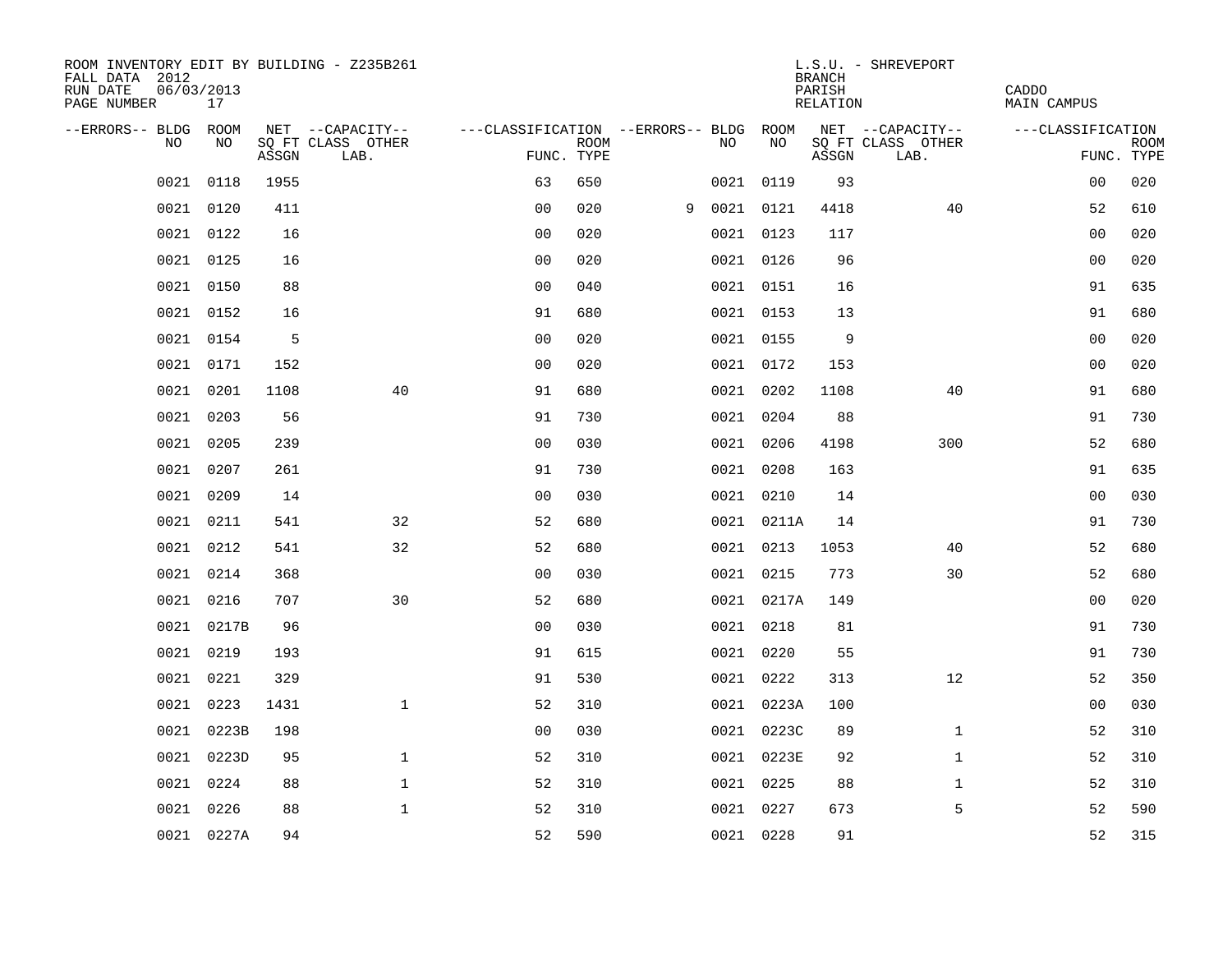ROOM INVENTORY EDIT BY BUILDING - Z235B261
FALL DATA 2012
RUN DATE 06/03/2013
PAGE NUMBER 17

L.S.U. - SHREVEPORT
BRANCH
PARISH CADDO
RELATION MAIN CAMPUS

| --ERRORS-- | BLDG NO | ROOM NO | NET SQ FT ASSGN | --CAPACITY-- CLASS LAB. | OTHER | ---CLASSIFICATION FUNC. | ROOM TYPE | --ERRORS-- | BLDG NO | ROOM NO | NET SQ FT ASSGN | --CAPACITY-- CLASS LAB. | OTHER | ---CLASSIFICATION FUNC. | ROOM TYPE |
|---|---|---|---|---|---|---|---|---|---|---|---|---|---|---|---|
| | 0021 | 0118 | 1955 | | | 63 | 650 | | 0021 | 0119 | 93 | | | 00 | 020 |
| | 0021 | 0120 | 411 | | | 00 | 020 | 9 | 0021 | 0121 | 4418 | | 40 | 52 | 610 |
| | 0021 | 0122 | 16 | | | 00 | 020 | | 0021 | 0123 | 117 | | | 00 | 020 |
| | 0021 | 0125 | 16 | | | 00 | 020 | | 0021 | 0126 | 96 | | | 00 | 020 |
| | 0021 | 0150 | 88 | | | 00 | 040 | | 0021 | 0151 | 16 | | | 91 | 635 |
| | 0021 | 0152 | 16 | | | 91 | 680 | | 0021 | 0153 | 13 | | | 91 | 680 |
| | 0021 | 0154 | 5 | | | 00 | 020 | | 0021 | 0155 | 9 | | | 00 | 020 |
| | 0021 | 0171 | 152 | | | 00 | 020 | | 0021 | 0172 | 153 | | | 00 | 020 |
| | 0021 | 0201 | 1108 | | 40 | 91 | 680 | | 0021 | 0202 | 1108 | | 40 | 91 | 680 |
| | 0021 | 0203 | 56 | | | 91 | 730 | | 0021 | 0204 | 88 | | | 91 | 730 |
| | 0021 | 0205 | 239 | | | 00 | 030 | | 0021 | 0206 | 4198 | | 300 | 52 | 680 |
| | 0021 | 0207 | 261 | | | 91 | 730 | | 0021 | 0208 | 163 | | | 91 | 635 |
| | 0021 | 0209 | 14 | | | 00 | 030 | | 0021 | 0210 | 14 | | | 00 | 030 |
| | 0021 | 0211 | 541 | | 32 | 52 | 680 | | 0021 | 0211A | 14 | | | 91 | 730 |
| | 0021 | 0212 | 541 | | 32 | 52 | 680 | | 0021 | 0213 | 1053 | | 40 | 52 | 680 |
| | 0021 | 0214 | 368 | | | 00 | 030 | | 0021 | 0215 | 773 | | 30 | 52 | 680 |
| | 0021 | 0216 | 707 | | 30 | 52 | 680 | | 0021 | 0217A | 149 | | | 00 | 020 |
| | 0021 | 0217B | 96 | | | 00 | 030 | | 0021 | 0218 | 81 | | | 91 | 730 |
| | 0021 | 0219 | 193 | | | 91 | 615 | | 0021 | 0220 | 55 | | | 91 | 730 |
| | 0021 | 0221 | 329 | | | 91 | 530 | | 0021 | 0222 | 313 | | 12 | 52 | 350 |
| | 0021 | 0223 | 1431 | | 1 | 52 | 310 | | 0021 | 0223A | 100 | | | 00 | 030 |
| | 0021 | 0223B | 198 | | | 00 | 030 | | 0021 | 0223C | 89 | | 1 | 52 | 310 |
| | 0021 | 0223D | 95 | | 1 | 52 | 310 | | 0021 | 0223E | 92 | | 1 | 52 | 310 |
| | 0021 | 0224 | 88 | | 1 | 52 | 310 | | 0021 | 0225 | 88 | | 1 | 52 | 310 |
| | 0021 | 0226 | 88 | | 1 | 52 | 310 | | 0021 | 0227 | 673 | | 5 | 52 | 590 |
| | 0021 | 0227A | 94 | | | 52 | 590 | | 0021 | 0228 | 91 | | | 52 | 315 |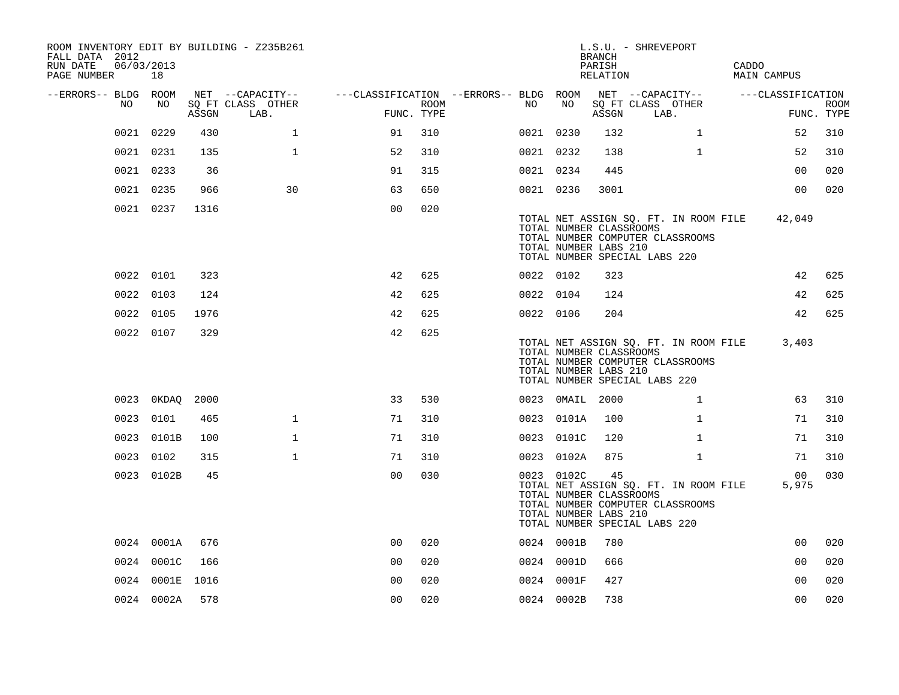ROOM INVENTORY EDIT BY BUILDING - Z235B261
FALL DATA 2012
RUN DATE 06/03/2013

L.S.U. - SHREVEPORT
BRANCH
PARISH CADDO
RELATION MAIN CAMPUS

| --ERRORS-- | BLDG NO | ROOM NO | NET SQ FT ASSGN | --CAPACITY-- CLASS LAB. | OTHER | ---CLASSIFICATION FUNC. | ROOM TYPE | --ERRORS-- | BLDG NO | ROOM NO | NET SQ FT ASSGN | --CAPACITY-- CLASS LAB. | OTHER | ---CLASSIFICATION FUNC. | ROOM TYPE |
|---|---|---|---|---|---|---|---|---|---|---|---|---|---|---|---|
| | 0021 | 0229 | 430 | | 1 | 91 | 310 | | 0021 | 0230 | 132 | | 1 | 52 | 310 |
| | 0021 | 0231 | 135 | | 1 | 52 | 310 | | 0021 | 0232 | 138 | | 1 | 52 | 310 |
| | 0021 | 0233 | 36 | | | 91 | 315 | | 0021 | 0234 | 445 | | | 00 | 020 |
| | 0021 | 0235 | 966 | | 30 | 63 | 650 | | 0021 | 0236 | 3001 | | | 00 | 020 |
| | 0021 | 0237 | 1316 | | | 00 | 020 | | | | | | | | |

TOTAL NET ASSIGN SQ. FT. IN ROOM FILE 42,049
TOTAL NUMBER CLASSROOMS
TOTAL NUMBER COMPUTER CLASSROOMS
TOTAL NUMBER LABS 210
TOTAL NUMBER SPECIAL LABS 220

| --ERRORS-- | BLDG NO | ROOM NO | NET SQ FT ASSGN | --CAPACITY-- CLASS LAB. | OTHER | ---CLASSIFICATION FUNC. | ROOM TYPE | --ERRORS-- | BLDG NO | ROOM NO | NET SQ FT ASSGN | --CAPACITY-- CLASS LAB. | OTHER | ---CLASSIFICATION FUNC. | ROOM TYPE |
|---|---|---|---|---|---|---|---|---|---|---|---|---|---|---|---|
| | 0022 | 0101 | 323 | | | 42 | 625 | | 0022 | 0102 | 323 | | | 42 | 625 |
| | 0022 | 0103 | 124 | | | 42 | 625 | | 0022 | 0104 | 124 | | | 42 | 625 |
| | 0022 | 0105 | 1976 | | | 42 | 625 | | 0022 | 0106 | 204 | | | 42 | 625 |
| | 0022 | 0107 | 329 | | | 42 | 625 | | | | | | | | |

TOTAL NET ASSIGN SQ. FT. IN ROOM FILE 3,403
TOTAL NUMBER CLASSROOMS
TOTAL NUMBER COMPUTER CLASSROOMS
TOTAL NUMBER LABS 210
TOTAL NUMBER SPECIAL LABS 220

| --ERRORS-- | BLDG NO | ROOM NO | NET SQ FT ASSGN | --CAPACITY-- CLASS LAB. | OTHER | ---CLASSIFICATION FUNC. | ROOM TYPE | --ERRORS-- | BLDG NO | ROOM NO | NET SQ FT ASSGN | --CAPACITY-- CLASS LAB. | OTHER | ---CLASSIFICATION FUNC. | ROOM TYPE |
|---|---|---|---|---|---|---|---|---|---|---|---|---|---|---|---|
| | 0023 | 0KDAQ | 2000 | | | 33 | 530 | | 0023 | 0MAIL | 2000 | | 1 | 63 | 310 |
| | 0023 | 0101 | 465 | | 1 | 71 | 310 | | 0023 | 0101A | 100 | | 1 | 71 | 310 |
| | 0023 | 0101B | 100 | | 1 | 71 | 310 | | 0023 | 0101C | 120 | | 1 | 71 | 310 |
| | 0023 | 0102 | 315 | | 1 | 71 | 310 | | 0023 | 0102A | 875 | | 1 | 71 | 310 |
| | 0023 | 0102B | 45 | | | 00 | 030 | | 0023 | 0102C | 45 | | | 00 | 030 |

TOTAL NET ASSIGN SQ. FT. IN ROOM FILE 5,975
TOTAL NUMBER CLASSROOMS
TOTAL NUMBER COMPUTER CLASSROOMS
TOTAL NUMBER LABS 210
TOTAL NUMBER SPECIAL LABS 220

| --ERRORS-- | BLDG NO | ROOM NO | NET SQ FT ASSGN | --CAPACITY-- CLASS LAB. | OTHER | ---CLASSIFICATION FUNC. | ROOM TYPE | --ERRORS-- | BLDG NO | ROOM NO | NET SQ FT ASSGN | --CAPACITY-- CLASS LAB. | OTHER | ---CLASSIFICATION FUNC. | ROOM TYPE |
|---|---|---|---|---|---|---|---|---|---|---|---|---|---|---|---|
| | 0024 | 0001A | 676 | | | 00 | 020 | | 0024 | 0001B | 780 | | | 00 | 020 |
| | 0024 | 0001C | 166 | | | 00 | 020 | | 0024 | 0001D | 666 | | | 00 | 020 |
| | 0024 | 0001E | 1016 | | | 00 | 020 | | 0024 | 0001F | 427 | | | 00 | 020 |
| | 0024 | 0002A | 578 | | | 00 | 020 | | 0024 | 0002B | 738 | | | 00 | 020 |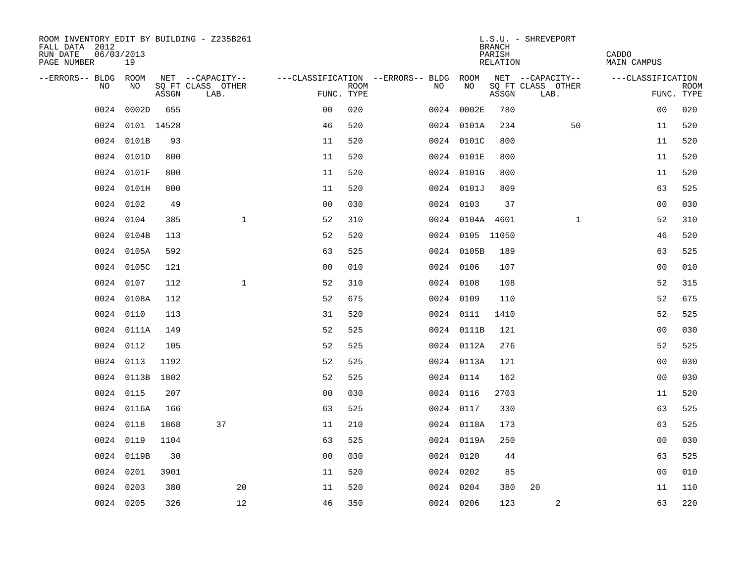| --ERRORS-- | BLDG NO | ROOM NO | NET SQ FT ASSGN | CAPACITY CLASS | CAPACITY LAB. | CAPACITY OTHER | CLASSIFICATION FUNC. | ROOM TYPE | --ERRORS-- | BLDG NO | ROOM NO | NET SQ FT ASSGN | CAPACITY CLASS | CAPACITY LAB. | CAPACITY OTHER | CLASSIFICATION FUNC. | ROOM TYPE |
|---|---|---|---|---|---|---|---|---|---|---|---|---|---|---|---|---|---|
| | 0024 | 0002D | 655 | | | | 00 | 020 | | 0024 | 0002E | 780 | | | | 00 | 020 |
| | 0024 | 0101 | 14528 | | | | 46 | 520 | | 0024 | 0101A | 234 | | | 50 | 11 | 520 |
| | 0024 | 0101B | 93 | | | | 11 | 520 | | 0024 | 0101C | 800 | | | | 11 | 520 |
| | 0024 | 0101D | 800 | | | | 11 | 520 | | 0024 | 0101E | 800 | | | | 11 | 520 |
| | 0024 | 0101F | 800 | | | | 11 | 520 | | 0024 | 0101G | 800 | | | | 11 | 520 |
| | 0024 | 0101H | 800 | | | | 11 | 520 | | 0024 | 0101J | 809 | | | | 63 | 525 |
| | 0024 | 0102 | 49 | | | | 00 | 030 | | 0024 | 0103 | 37 | | | | 00 | 030 |
| | 0024 | 0104 | 385 | | | 1 | 52 | 310 | | 0024 | 0104A | 4601 | | | 1 | 52 | 310 |
| | 0024 | 0104B | 113 | | | | 52 | 520 | | 0024 | 0105 | 11050 | | | | 46 | 520 |
| | 0024 | 0105A | 592 | | | | 63 | 525 | | 0024 | 0105B | 189 | | | | 63 | 525 |
| | 0024 | 0105C | 121 | | | | 00 | 010 | | 0024 | 0106 | 107 | | | | 00 | 010 |
| | 0024 | 0107 | 112 | | | 1 | 52 | 310 | | 0024 | 0108 | 108 | | | | 52 | 315 |
| | 0024 | 0108A | 112 | | | | 52 | 675 | | 0024 | 0109 | 110 | | | | 52 | 675 |
| | 0024 | 0110 | 113 | | | | 31 | 520 | | 0024 | 0111 | 1410 | | | | 52 | 525 |
| | 0024 | 0111A | 149 | | | | 52 | 525 | | 0024 | 0111B | 121 | | | | 00 | 030 |
| | 0024 | 0112 | 105 | | | | 52 | 525 | | 0024 | 0112A | 276 | | | | 52 | 525 |
| | 0024 | 0113 | 1192 | | | | 52 | 525 | | 0024 | 0113A | 121 | | | | 00 | 030 |
| | 0024 | 0113B | 1802 | | | | 52 | 525 | | 0024 | 0114 | 162 | | | | 00 | 030 |
| | 0024 | 0115 | 207 | | | | 00 | 030 | | 0024 | 0116 | 2703 | | | | 11 | 520 |
| | 0024 | 0116A | 166 | | | | 63 | 525 | | 0024 | 0117 | 330 | | | | 63 | 525 |
| | 0024 | 0118 | 1868 | | 37 | | 11 | 210 | | 0024 | 0118A | 173 | | | | 63 | 525 |
| | 0024 | 0119 | 1104 | | | | 63 | 525 | | 0024 | 0119A | 250 | | | | 00 | 030 |
| | 0024 | 0119B | 30 | | | | 00 | 030 | | 0024 | 0120 | 44 | | | | 63 | 525 |
| | 0024 | 0201 | 3901 | | | | 11 | 520 | | 0024 | 0202 | 85 | | | | 00 | 010 |
| | 0024 | 0203 | 380 | | | 20 | 11 | 520 | | 0024 | 0204 | 380 | 20 | | | 11 | 110 |
| | 0024 | 0205 | 326 | | | 12 | 46 | 350 | | 0024 | 0206 | 123 | | 2 | | 63 | 220 |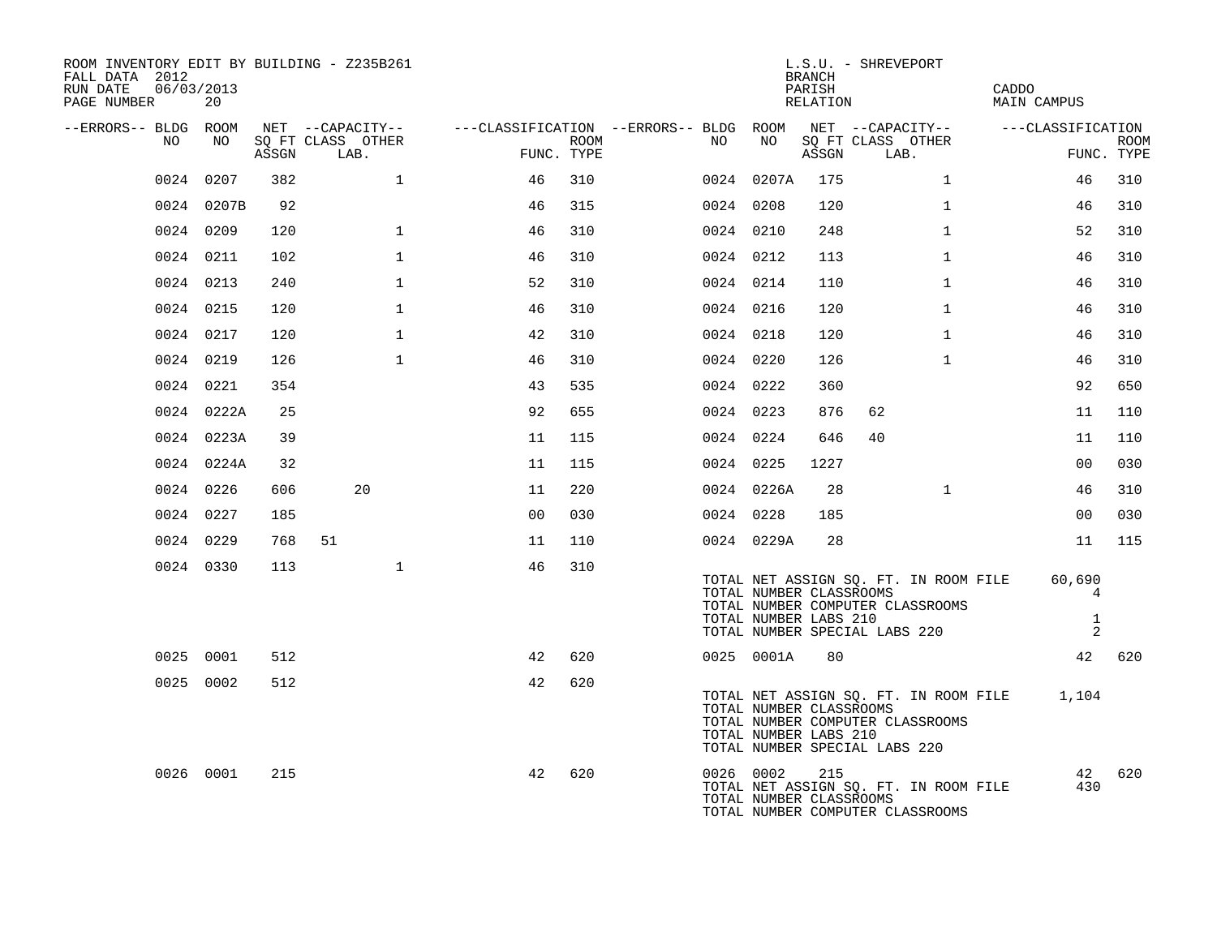ROOM INVENTORY EDIT BY BUILDING - Z235B261
FALL DATA 2012
RUN DATE 06/03/2013

L.S.U. - SHREVEPORT
BRANCH
PARISH CADDO
RELATION MAIN CAMPUS

| --ERRORS-- | BLDG NO | ROOM NO | NET SQ FT ASSGN | CAPACITY CLASS | CAPACITY LAB. | CAPACITY OTHER | CLASSIFICATION FUNC. | ROOM TYPE | --ERRORS-- | BLDG NO | ROOM NO | NET SQ FT ASSGN | CAPACITY CLASS | CAPACITY LAB. | CAPACITY OTHER | CLASSIFICATION FUNC. | ROOM TYPE |
|---|---|---|---|---|---|---|---|---|---|---|---|---|---|---|---|---|---|
| | 0024 | 0207 | 382 | | | 1 | 46 | 310 | | 0024 | 0207A | 175 | | | 1 | 46 | 310 |
| | 0024 | 0207B | 92 | | | | 46 | 315 | | 0024 | 0208 | 120 | | | 1 | 46 | 310 |
| | 0024 | 0209 | 120 | | | 1 | 46 | 310 | | 0024 | 0210 | 248 | | | 1 | 52 | 310 |
| | 0024 | 0211 | 102 | | | 1 | 46 | 310 | | 0024 | 0212 | 113 | | | 1 | 46 | 310 |
| | 0024 | 0213 | 240 | | | 1 | 52 | 310 | | 0024 | 0214 | 110 | | | 1 | 46 | 310 |
| | 0024 | 0215 | 120 | | | 1 | 46 | 310 | | 0024 | 0216 | 120 | | | 1 | 46 | 310 |
| | 0024 | 0217 | 120 | | | 1 | 42 | 310 | | 0024 | 0218 | 120 | | | 1 | 46 | 310 |
| | 0024 | 0219 | 126 | | | 1 | 46 | 310 | | 0024 | 0220 | 126 | | | 1 | 46 | 310 |
| | 0024 | 0221 | 354 | | | | 43 | 535 | | 0024 | 0222 | 360 | | | | 92 | 650 |
| | 0024 | 0222A | 25 | | | | 92 | 655 | | 0024 | 0223 | 876 | 62 | | | 11 | 110 |
| | 0024 | 0223A | 39 | | | | 11 | 115 | | 0024 | 0224 | 646 | 40 | | | 11 | 110 |
| | 0024 | 0224A | 32 | | | | 11 | 115 | | 0024 | 0225 | 1227 | | | | 00 | 030 |
| | 0024 | 0226 | 606 | | 20 | | 11 | 220 | | 0024 | 0226A | 28 | | | 1 | 46 | 310 |
| | 0024 | 0227 | 185 | | | | 00 | 030 | | 0024 | 0228 | 185 | | | | 00 | 030 |
| | 0024 | 0229 | 768 | 51 | | | 11 | 110 | | 0024 | 0229A | 28 | | | | 11 | 115 |
| | 0024 | 0330 | 113 | | | 1 | 46 | 310 | | | | | | | | | |

TOTAL NET ASSIGN SQ. FT. IN ROOM FILE 60,690
TOTAL NUMBER CLASSROOMS 4
TOTAL NUMBER COMPUTER CLASSROOMS
TOTAL NUMBER LABS 210 1
TOTAL NUMBER SPECIAL LABS 220 2

| --ERRORS-- | BLDG NO | ROOM NO | NET SQ FT ASSGN | CAPACITY CLASS | CAPACITY LAB. | CAPACITY OTHER | CLASSIFICATION FUNC. | ROOM TYPE | --ERRORS-- | BLDG NO | ROOM NO | NET SQ FT ASSGN | CAPACITY CLASS | CAPACITY LAB. | CAPACITY OTHER | CLASSIFICATION FUNC. | ROOM TYPE |
|---|---|---|---|---|---|---|---|---|---|---|---|---|---|---|---|---|---|
| | 0025 | 0001 | 512 | | | | 42 | 620 | | 0025 | 0001A | 80 | | | | 42 | 620 |
| | 0025 | 0002 | 512 | | | | 42 | 620 | | | | | | | | | |

TOTAL NET ASSIGN SQ. FT. IN ROOM FILE 1,104
TOTAL NUMBER CLASSROOMS
TOTAL NUMBER COMPUTER CLASSROOMS
TOTAL NUMBER LABS 210
TOTAL NUMBER SPECIAL LABS 220

| --ERRORS-- | BLDG NO | ROOM NO | NET SQ FT ASSGN | CAPACITY CLASS | CAPACITY LAB. | CAPACITY OTHER | CLASSIFICATION FUNC. | ROOM TYPE | --ERRORS-- | BLDG NO | ROOM NO | NET SQ FT ASSGN | CAPACITY CLASS | CAPACITY LAB. | CAPACITY OTHER | CLASSIFICATION FUNC. | ROOM TYPE |
|---|---|---|---|---|---|---|---|---|---|---|---|---|---|---|---|---|---|
| | 0026 | 0001 | 215 | | | | 42 | 620 | | 0026 | 0002 | 215 | | | | 42 | 620 |

TOTAL NET ASSIGN SQ. FT. IN ROOM FILE 430
TOTAL NUMBER CLASSROOMS
TOTAL NUMBER COMPUTER CLASSROOMS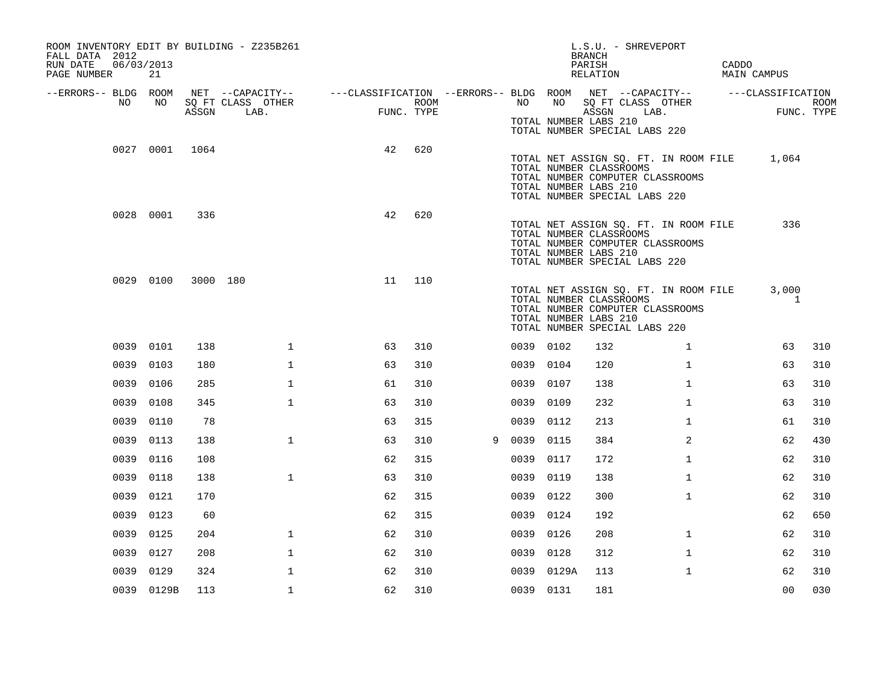ROOM INVENTORY EDIT BY BUILDING - Z235B261
FALL DATA 2012
RUN DATE 06/03/2013

L.S.U. - SHREVEPORT
BRANCH
PARISH CADDO
RELATION MAIN CAMPUS

TOTAL NUMBER LABS 210
TOTAL NUMBER SPECIAL LABS 220

| --ERRORS-- | BLDG NO | ROOM NO | NET SQ FT ASSGN | CAPACITY CLASS | CAPACITY OTHER LAB. | FUNC. | ROOM TYPE | --ERRORS-- | BLDG NO | ROOM NO | NET SQ FT ASSGN | CAPACITY CLASS | CAPACITY OTHER LAB. | FUNC. | ROOM TYPE |
|---|---|---|---|---|---|---|---|---|---|---|---|---|---|---|---|
| | 0027 | 0001 | 1064 | | | 42 | 620 | | | | | | | | |

TOTAL NET ASSIGN SQ. FT. IN ROOM FILE 1,064
TOTAL NUMBER CLASSROOMS
TOTAL NUMBER COMPUTER CLASSROOMS
TOTAL NUMBER LABS 210
TOTAL NUMBER SPECIAL LABS 220

| --ERRORS-- | BLDG NO | ROOM NO | NET SQ FT ASSGN | CAPACITY CLASS | CAPACITY OTHER LAB. | FUNC. | ROOM TYPE |
|---|---|---|---|---|---|---|---|
| | 0028 | 0001 | 336 | | | 42 | 620 |

TOTAL NET ASSIGN SQ. FT. IN ROOM FILE 336
TOTAL NUMBER CLASSROOMS
TOTAL NUMBER COMPUTER CLASSROOMS
TOTAL NUMBER LABS 210
TOTAL NUMBER SPECIAL LABS 220

| --ERRORS-- | BLDG NO | ROOM NO | NET SQ FT ASSGN | CAPACITY CLASS | CAPACITY OTHER LAB. | FUNC. | ROOM TYPE |
|---|---|---|---|---|---|---|---|
| | 0029 | 0100 | 3000 | 180 | | 11 | 110 |

TOTAL NET ASSIGN SQ. FT. IN ROOM FILE 3,000
TOTAL NUMBER CLASSROOMS 1
TOTAL NUMBER COMPUTER CLASSROOMS
TOTAL NUMBER LABS 210
TOTAL NUMBER SPECIAL LABS 220

| --ERRORS-- | BLDG NO | ROOM NO | NET SQ FT ASSGN | CAPACITY CLASS | CAPACITY OTHER LAB. | FUNC. | ROOM TYPE | --ERRORS-- | BLDG NO | ROOM NO | NET SQ FT ASSGN | CAPACITY CLASS | CAPACITY OTHER LAB. | FUNC. | ROOM TYPE |
|---|---|---|---|---|---|---|---|---|---|---|---|---|---|---|---|
| | 0039 | 0101 | 138 | | 1 | 63 | 310 | | 0039 | 0102 | 132 | | 1 | 63 | 310 |
| | 0039 | 0103 | 180 | | 1 | 63 | 310 | | 0039 | 0104 | 120 | | 1 | 63 | 310 |
| | 0039 | 0106 | 285 | | 1 | 61 | 310 | | 0039 | 0107 | 138 | | 1 | 63 | 310 |
| | 0039 | 0108 | 345 | | 1 | 63 | 310 | | 0039 | 0109 | 232 | | 1 | 63 | 310 |
| | 0039 | 0110 | 78 | | | 63 | 315 | | 0039 | 0112 | 213 | | 1 | 61 | 310 |
| | 0039 | 0113 | 138 | | 1 | 63 | 310 | 9 | 0039 | 0115 | 384 | | 2 | 62 | 430 |
| | 0039 | 0116 | 108 | | | 62 | 315 | | 0039 | 0117 | 172 | | 1 | 62 | 310 |
| | 0039 | 0118 | 138 | | 1 | 63 | 310 | | 0039 | 0119 | 138 | | 1 | 62 | 310 |
| | 0039 | 0121 | 170 | | | 62 | 315 | | 0039 | 0122 | 300 | | 1 | 62 | 310 |
| | 0039 | 0123 | 60 | | | 62 | 315 | | 0039 | 0124 | 192 | | | 62 | 650 |
| | 0039 | 0125 | 204 | | 1 | 62 | 310 | | 0039 | 0126 | 208 | | 1 | 62 | 310 |
| | 0039 | 0127 | 208 | | 1 | 62 | 310 | | 0039 | 0128 | 312 | | 1 | 62 | 310 |
| | 0039 | 0129 | 324 | | 1 | 62 | 310 | | 0039 | 0129A | 113 | | 1 | 62 | 310 |
| | 0039 | 0129B | 113 | | 1 | 62 | 310 | | 0039 | 0131 | 181 | | | 00 | 030 |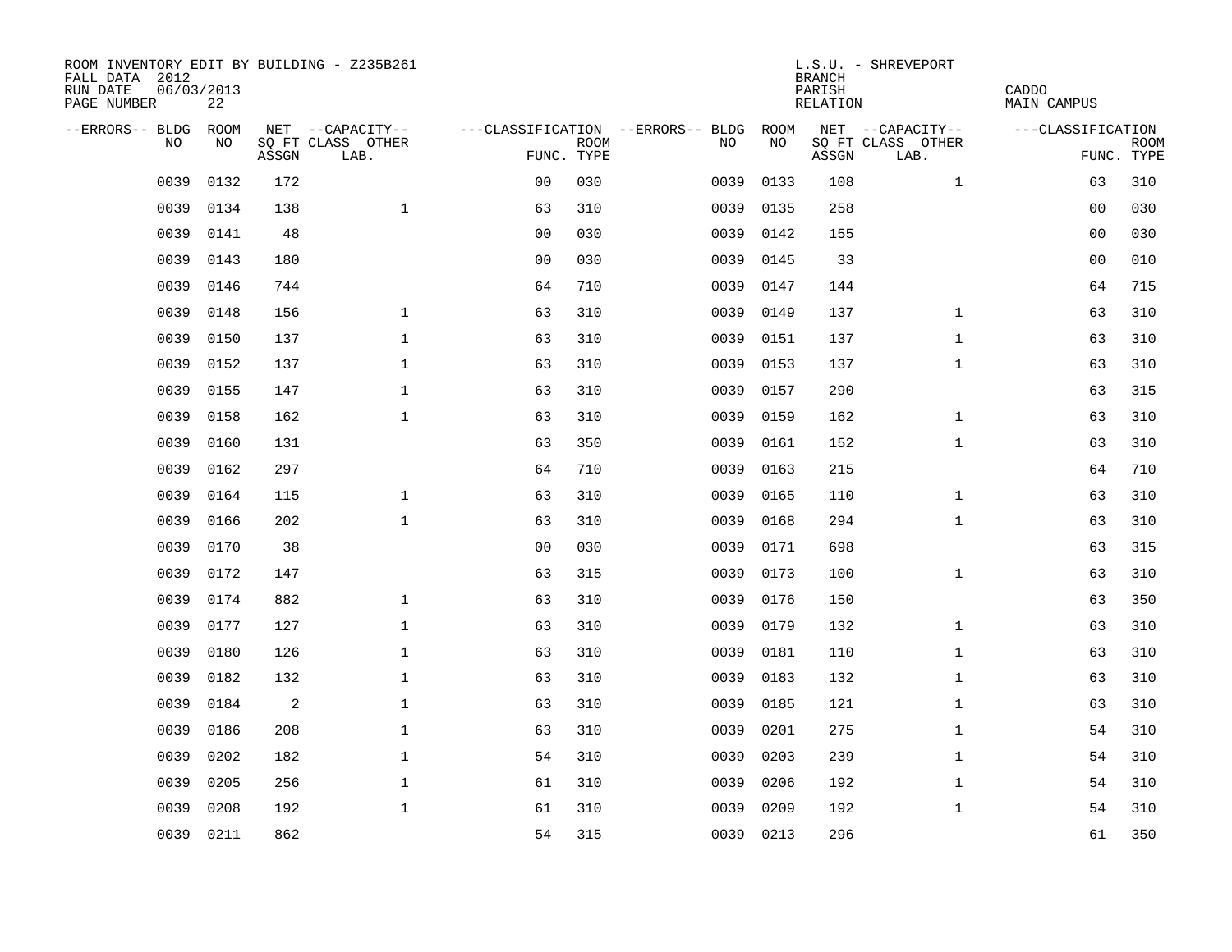ROOM INVENTORY EDIT BY BUILDING - Z235B261
FALL DATA 2012
RUN DATE 06/03/2013
PAGE NUMBER 22

L.S.U. - SHREVEPORT
BRANCH
PARISH CADDO
RELATION MAIN CAMPUS

| --ERRORS-- | BLDG NO | ROOM NO | NET SQ FT ASSGN | --CAPACITY-- CLASS LAB. | OTHER | ---CLASSIFICATION FUNC. | ROOM TYPE | --ERRORS-- | BLDG NO | ROOM NO | NET SQ FT ASSGN | --CAPACITY-- CLASS LAB. | OTHER | ---CLASSIFICATION FUNC. | ROOM TYPE |
|---|---|---|---|---|---|---|---|---|---|---|---|---|---|---|---|
| | 0039 | 0132 | 172 | | | 00 | 030 | | 0039 | 0133 | 108 | | 1 | 63 | 310 |
| | 0039 | 0134 | 138 | | 1 | 63 | 310 | | 0039 | 0135 | 258 | | | 00 | 030 |
| | 0039 | 0141 | 48 | | | 00 | 030 | | 0039 | 0142 | 155 | | | 00 | 030 |
| | 0039 | 0143 | 180 | | | 00 | 030 | | 0039 | 0145 | 33 | | | 00 | 010 |
| | 0039 | 0146 | 744 | | | 64 | 710 | | 0039 | 0147 | 144 | | | 64 | 715 |
| | 0039 | 0148 | 156 | | 1 | 63 | 310 | | 0039 | 0149 | 137 | | 1 | 63 | 310 |
| | 0039 | 0150 | 137 | | 1 | 63 | 310 | | 0039 | 0151 | 137 | | 1 | 63 | 310 |
| | 0039 | 0152 | 137 | | 1 | 63 | 310 | | 0039 | 0153 | 137 | | 1 | 63 | 310 |
| | 0039 | 0155 | 147 | | 1 | 63 | 310 | | 0039 | 0157 | 290 | | | 63 | 315 |
| | 0039 | 0158 | 162 | | 1 | 63 | 310 | | 0039 | 0159 | 162 | | 1 | 63 | 310 |
| | 0039 | 0160 | 131 | | | 63 | 350 | | 0039 | 0161 | 152 | | 1 | 63 | 310 |
| | 0039 | 0162 | 297 | | | 64 | 710 | | 0039 | 0163 | 215 | | | 64 | 710 |
| | 0039 | 0164 | 115 | | 1 | 63 | 310 | | 0039 | 0165 | 110 | | 1 | 63 | 310 |
| | 0039 | 0166 | 202 | | 1 | 63 | 310 | | 0039 | 0168 | 294 | | 1 | 63 | 310 |
| | 0039 | 0170 | 38 | | | 00 | 030 | | 0039 | 0171 | 698 | | | 63 | 315 |
| | 0039 | 0172 | 147 | | | 63 | 315 | | 0039 | 0173 | 100 | | 1 | 63 | 310 |
| | 0039 | 0174 | 882 | | 1 | 63 | 310 | | 0039 | 0176 | 150 | | | 63 | 350 |
| | 0039 | 0177 | 127 | | 1 | 63 | 310 | | 0039 | 0179 | 132 | | 1 | 63 | 310 |
| | 0039 | 0180 | 126 | | 1 | 63 | 310 | | 0039 | 0181 | 110 | | 1 | 63 | 310 |
| | 0039 | 0182 | 132 | | 1 | 63 | 310 | | 0039 | 0183 | 132 | | 1 | 63 | 310 |
| | 0039 | 0184 | 2 | | 1 | 63 | 310 | | 0039 | 0185 | 121 | | 1 | 63 | 310 |
| | 0039 | 0186 | 208 | | 1 | 63 | 310 | | 0039 | 0201 | 275 | | 1 | 54 | 310 |
| | 0039 | 0202 | 182 | | 1 | 54 | 310 | | 0039 | 0203 | 239 | | 1 | 54 | 310 |
| | 0039 | 0205 | 256 | | 1 | 61 | 310 | | 0039 | 0206 | 192 | | 1 | 54 | 310 |
| | 0039 | 0208 | 192 | | 1 | 61 | 310 | | 0039 | 0209 | 192 | | 1 | 54 | 310 |
| | 0039 | 0211 | 862 | | | 54 | 315 | | 0039 | 0213 | 296 | | | 61 | 350 |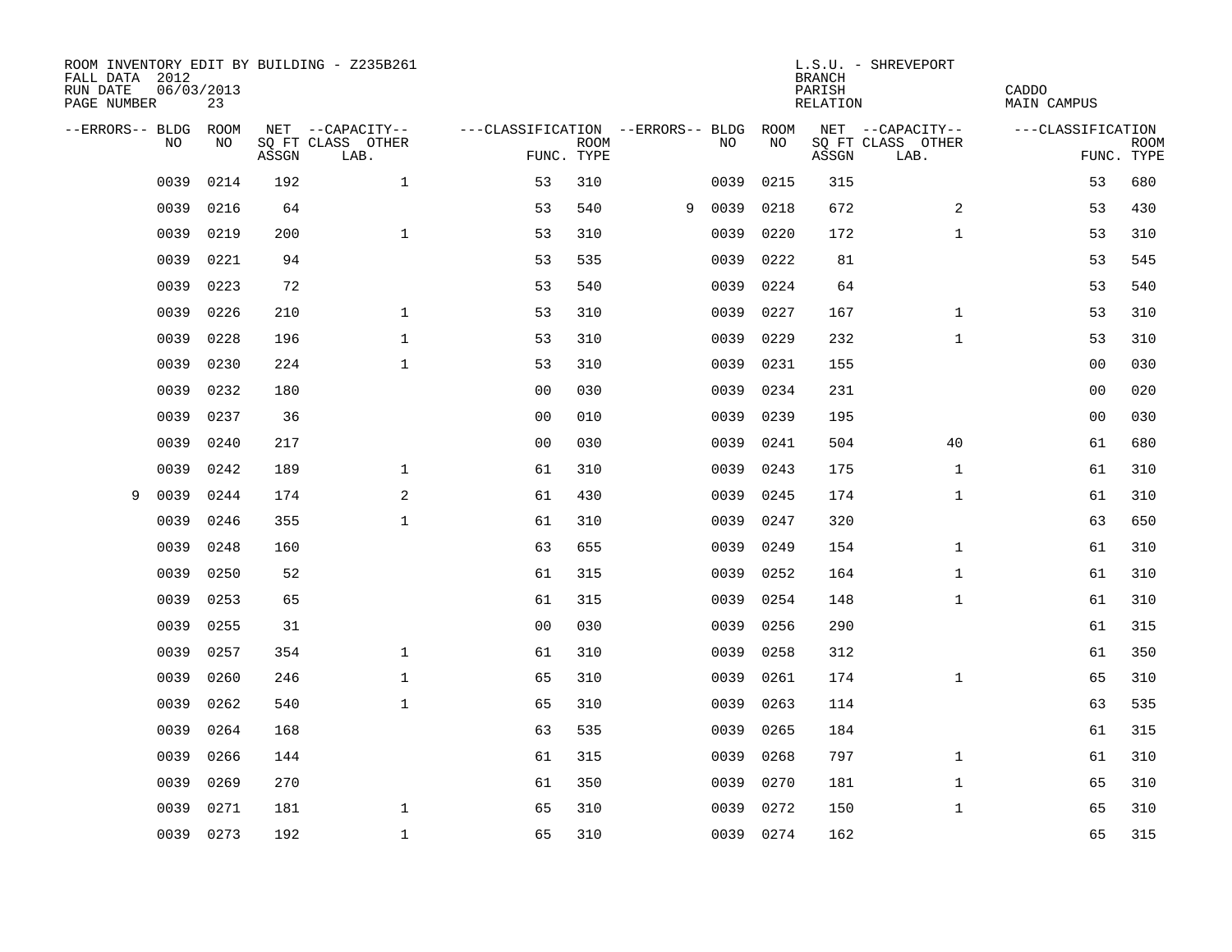ROOM INVENTORY EDIT BY BUILDING - Z235B261
FALL DATA 2012
RUN DATE 06/03/2013
PAGE NUMBER 23

L.S.U. - SHREVEPORT
BRANCH
PARISH CADDO
RELATION MAIN CAMPUS

| --ERRORS-- | BLDG NO | ROOM NO | NET SQ FT ASSGN | --CAPACITY-- CLASS LAB. | OTHER | ---CLASSIFICATION FUNC. | ROOM TYPE | --ERRORS-- | BLDG NO | ROOM NO | NET SQ FT ASSGN | --CAPACITY-- CLASS LAB. | OTHER | ---CLASSIFICATION FUNC. | ROOM TYPE |
|---|---|---|---|---|---|---|---|---|---|---|---|---|---|---|---|
| | 0039 | 0214 | 192 | | 1 | 53 | 310 | | 0039 | 0215 | 315 | | | 53 | 680 |
| | 0039 | 0216 | 64 | | | 53 | 540 | 9 | 0039 | 0218 | 672 | | 2 | 53 | 430 |
| | 0039 | 0219 | 200 | | 1 | 53 | 310 | | 0039 | 0220 | 172 | | 1 | 53 | 310 |
| | 0039 | 0221 | 94 | | | 53 | 535 | | 0039 | 0222 | 81 | | | 53 | 545 |
| | 0039 | 0223 | 72 | | | 53 | 540 | | 0039 | 0224 | 64 | | | 53 | 540 |
| | 0039 | 0226 | 210 | | 1 | 53 | 310 | | 0039 | 0227 | 167 | | 1 | 53 | 310 |
| | 0039 | 0228 | 196 | | 1 | 53 | 310 | | 0039 | 0229 | 232 | | 1 | 53 | 310 |
| | 0039 | 0230 | 224 | | 1 | 53 | 310 | | 0039 | 0231 | 155 | | | 00 | 030 |
| | 0039 | 0232 | 180 | | | 00 | 030 | | 0039 | 0234 | 231 | | | 00 | 020 |
| | 0039 | 0237 | 36 | | | 00 | 010 | | 0039 | 0239 | 195 | | | 00 | 030 |
| | 0039 | 0240 | 217 | | | 00 | 030 | | 0039 | 0241 | 504 | | 40 | 61 | 680 |
| | 0039 | 0242 | 189 | | 1 | 61 | 310 | | 0039 | 0243 | 175 | | 1 | 61 | 310 |
| 9 | 0039 | 0244 | 174 | | 2 | 61 | 430 | | 0039 | 0245 | 174 | | 1 | 61 | 310 |
| | 0039 | 0246 | 355 | | 1 | 61 | 310 | | 0039 | 0247 | 320 | | | 63 | 650 |
| | 0039 | 0248 | 160 | | | 63 | 655 | | 0039 | 0249 | 154 | | 1 | 61 | 310 |
| | 0039 | 0250 | 52 | | | 61 | 315 | | 0039 | 0252 | 164 | | 1 | 61 | 310 |
| | 0039 | 0253 | 65 | | | 61 | 315 | | 0039 | 0254 | 148 | | 1 | 61 | 310 |
| | 0039 | 0255 | 31 | | | 00 | 030 | | 0039 | 0256 | 290 | | | 61 | 315 |
| | 0039 | 0257 | 354 | | 1 | 61 | 310 | | 0039 | 0258 | 312 | | | 61 | 350 |
| | 0039 | 0260 | 246 | | 1 | 65 | 310 | | 0039 | 0261 | 174 | | 1 | 65 | 310 |
| | 0039 | 0262 | 540 | | 1 | 65 | 310 | | 0039 | 0263 | 114 | | | 63 | 535 |
| | 0039 | 0264 | 168 | | | 63 | 535 | | 0039 | 0265 | 184 | | | 61 | 315 |
| | 0039 | 0266 | 144 | | | 61 | 315 | | 0039 | 0268 | 797 | | 1 | 61 | 310 |
| | 0039 | 0269 | 270 | | | 61 | 350 | | 0039 | 0270 | 181 | | 1 | 65 | 310 |
| | 0039 | 0271 | 181 | | 1 | 65 | 310 | | 0039 | 0272 | 150 | | 1 | 65 | 310 |
| | 0039 | 0273 | 192 | | 1 | 65 | 310 | | 0039 | 0274 | 162 | | | 65 | 315 |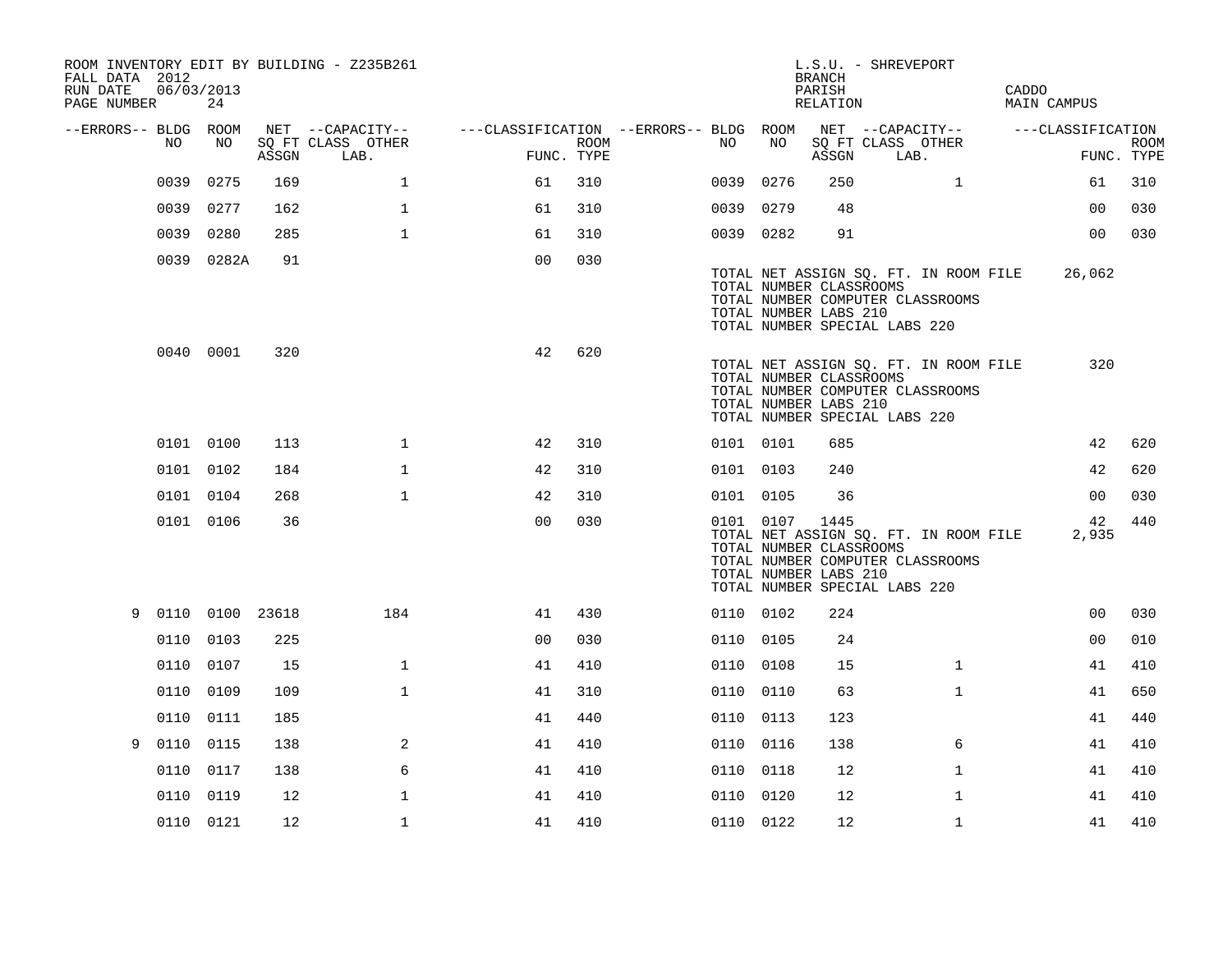ROOM INVENTORY EDIT BY BUILDING - Z235B261
FALL DATA 2012
RUN DATE 06/03/2013
PAGE NUMBER 24

L.S.U. - SHREVEPORT
BRANCH
PARISH CADDO
RELATION MAIN CAMPUS

| --ERRORS-- | BLDG NO | ROOM NO | NET SQ FT ASSGN | --CAPACITY-- CLASS LAB. | OTHER | ---CLASSIFICATION FUNC. | ROOM TYPE | --ERRORS-- | BLDG NO | ROOM NO | NET SQ FT ASSGN | --CAPACITY-- CLASS LAB. | OTHER | ---CLASSIFICATION FUNC. | ROOM TYPE |
|---|---|---|---|---|---|---|---|---|---|---|---|---|---|---|---|
| | 0039 | 0275 | 169 | | 1 | 61 | 310 | | 0039 | 0276 | 250 | | 1 | 61 | 310 |
| | 0039 | 0277 | 162 | | 1 | 61 | 310 | | 0039 | 0279 | 48 | | | 00 | 030 |
| | 0039 | 0280 | 285 | | 1 | 61 | 310 | | 0039 | 0282 | 91 | | | 00 | 030 |
| | 0039 | 0282A | 91 | | | 00 | 030 | | | | | | | | |

TOTAL NET ASSIGN SQ. FT. IN ROOM FILE 26,062
TOTAL NUMBER CLASSROOMS
TOTAL NUMBER COMPUTER CLASSROOMS
TOTAL NUMBER LABS 210
TOTAL NUMBER SPECIAL LABS 220

| --ERRORS-- | BLDG NO | ROOM NO | NET SQ FT ASSGN | --CAPACITY-- CLASS LAB. | OTHER | ---CLASSIFICATION FUNC. | ROOM TYPE | --ERRORS-- | BLDG NO | ROOM NO | NET SQ FT ASSGN | --CAPACITY-- CLASS LAB. | OTHER | ---CLASSIFICATION FUNC. | ROOM TYPE |
|---|---|---|---|---|---|---|---|---|---|---|---|---|---|---|---|
| | 0040 | 0001 | 320 | | | 42 | 620 | | | | | | | | |

TOTAL NET ASSIGN SQ. FT. IN ROOM FILE 320
TOTAL NUMBER CLASSROOMS
TOTAL NUMBER COMPUTER CLASSROOMS
TOTAL NUMBER LABS 210
TOTAL NUMBER SPECIAL LABS 220

| --ERRORS-- | BLDG NO | ROOM NO | NET SQ FT ASSGN | --CAPACITY-- CLASS LAB. | OTHER | ---CLASSIFICATION FUNC. | ROOM TYPE | --ERRORS-- | BLDG NO | ROOM NO | NET SQ FT ASSGN | --CAPACITY-- CLASS LAB. | OTHER | ---CLASSIFICATION FUNC. | ROOM TYPE |
|---|---|---|---|---|---|---|---|---|---|---|---|---|---|---|---|
| | 0101 | 0100 | 113 | | 1 | 42 | 310 | | 0101 | 0101 | 685 | | | 42 | 620 |
| | 0101 | 0102 | 184 | | 1 | 42 | 310 | | 0101 | 0103 | 240 | | | 42 | 620 |
| | 0101 | 0104 | 268 | | 1 | 42 | 310 | | 0101 | 0105 | 36 | | | 00 | 030 |
| | 0101 | 0106 | 36 | | | 00 | 030 | | 0101 | 0107 | 1445 | | | 42 | 440 |

TOTAL NET ASSIGN SQ. FT. IN ROOM FILE 2,935
TOTAL NUMBER CLASSROOMS
TOTAL NUMBER COMPUTER CLASSROOMS
TOTAL NUMBER LABS 210
TOTAL NUMBER SPECIAL LABS 220

| --ERRORS-- | BLDG NO | ROOM NO | NET SQ FT ASSGN | --CAPACITY-- CLASS LAB. | OTHER | ---CLASSIFICATION FUNC. | ROOM TYPE | --ERRORS-- | BLDG NO | ROOM NO | NET SQ FT ASSGN | --CAPACITY-- CLASS LAB. | OTHER | ---CLASSIFICATION FUNC. | ROOM TYPE |
|---|---|---|---|---|---|---|---|---|---|---|---|---|---|---|---|
| 9 | 0110 | 0100 | 23618 | | 184 | 41 | 430 | | 0110 | 0102 | 224 | | | 00 | 030 |
| | 0110 | 0103 | 225 | | | 00 | 030 | | 0110 | 0105 | 24 | | | 00 | 010 |
| | 0110 | 0107 | 15 | | 1 | 41 | 410 | | 0110 | 0108 | 15 | | 1 | 41 | 410 |
| | 0110 | 0109 | 109 | | 1 | 41 | 310 | | 0110 | 0110 | 63 | | 1 | 41 | 650 |
| | 0110 | 0111 | 185 | | | 41 | 440 | | 0110 | 0113 | 123 | | | 41 | 440 |
| 9 | 0110 | 0115 | 138 | | 2 | 41 | 410 | | 0110 | 0116 | 138 | | 6 | 41 | 410 |
| | 0110 | 0117 | 138 | | 6 | 41 | 410 | | 0110 | 0118 | 12 | | 1 | 41 | 410 |
| | 0110 | 0119 | 12 | | 1 | 41 | 410 | | 0110 | 0120 | 12 | | 1 | 41 | 410 |
| | 0110 | 0121 | 12 | | 1 | 41 | 410 | | 0110 | 0122 | 12 | | 1 | 41 | 410 |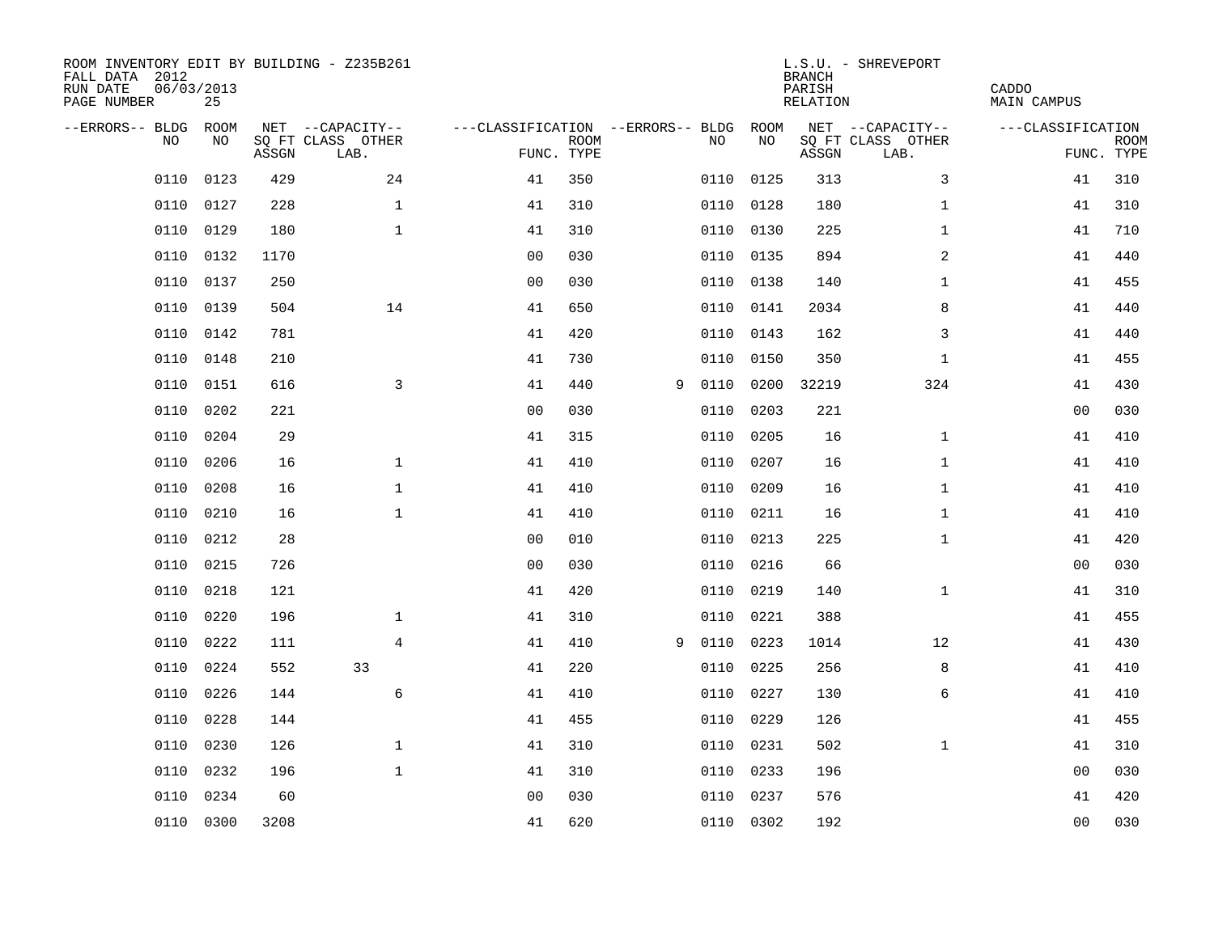ROOM INVENTORY EDIT BY BUILDING - Z235B261
FALL DATA 2012
RUN DATE 06/03/2013
PAGE NUMBER 25

L.S.U. - SHREVEPORT
BRANCH
PARISH CADDO
RELATION MAIN CAMPUS

| --ERRORS-- | BLDG NO | ROOM NO | NET SQ FT ASSGN | --CAPACITY-- CLASS LAB. | OTHER | ---CLASSIFICATION FUNC. | ROOM TYPE | --ERRORS-- | BLDG NO | ROOM NO | NET SQ FT ASSGN | --CAPACITY-- CLASS LAB. | OTHER | ---CLASSIFICATION FUNC. | ROOM TYPE |
|---|---|---|---|---|---|---|---|---|---|---|---|---|---|---|---|
| | 0110 | 0123 | 429 | | 24 | 41 | 350 | | 0110 | 0125 | 313 | | 3 | 41 | 310 |
| | 0110 | 0127 | 228 | | 1 | 41 | 310 | | 0110 | 0128 | 180 | | 1 | 41 | 310 |
| | 0110 | 0129 | 180 | | 1 | 41 | 310 | | 0110 | 0130 | 225 | | 1 | 41 | 710 |
| | 0110 | 0132 | 1170 | | | 00 | 030 | | 0110 | 0135 | 894 | | 2 | 41 | 440 |
| | 0110 | 0137 | 250 | | | 00 | 030 | | 0110 | 0138 | 140 | | 1 | 41 | 455 |
| | 0110 | 0139 | 504 | | 14 | 41 | 650 | | 0110 | 0141 | 2034 | | 8 | 41 | 440 |
| | 0110 | 0142 | 781 | | | 41 | 420 | | 0110 | 0143 | 162 | | 3 | 41 | 440 |
| | 0110 | 0148 | 210 | | | 41 | 730 | | 0110 | 0150 | 350 | | 1 | 41 | 455 |
| | 0110 | 0151 | 616 | | 3 | 41 | 440 | 9 | 0110 | 0200 | 32219 | | 324 | 41 | 430 |
| | 0110 | 0202 | 221 | | | 00 | 030 | | 0110 | 0203 | 221 | | | 00 | 030 |
| | 0110 | 0204 | 29 | | | 41 | 315 | | 0110 | 0205 | 16 | | 1 | 41 | 410 |
| | 0110 | 0206 | 16 | | 1 | 41 | 410 | | 0110 | 0207 | 16 | | 1 | 41 | 410 |
| | 0110 | 0208 | 16 | | 1 | 41 | 410 | | 0110 | 0209 | 16 | | 1 | 41 | 410 |
| | 0110 | 0210 | 16 | | 1 | 41 | 410 | | 0110 | 0211 | 16 | | 1 | 41 | 410 |
| | 0110 | 0212 | 28 | | | 00 | 010 | | 0110 | 0213 | 225 | | 1 | 41 | 420 |
| | 0110 | 0215 | 726 | | | 00 | 030 | | 0110 | 0216 | 66 | | | 00 | 030 |
| | 0110 | 0218 | 121 | | | 41 | 420 | | 0110 | 0219 | 140 | | 1 | 41 | 310 |
| | 0110 | 0220 | 196 | | 1 | 41 | 310 | | 0110 | 0221 | 388 | | | 41 | 455 |
| | 0110 | 0222 | 111 | | 4 | 41 | 410 | 9 | 0110 | 0223 | 1014 | | 12 | 41 | 430 |
| | 0110 | 0224 | 552 | 33 | | 41 | 220 | | 0110 | 0225 | 256 | | 8 | 41 | 410 |
| | 0110 | 0226 | 144 | | 6 | 41 | 410 | | 0110 | 0227 | 130 | | 6 | 41 | 410 |
| | 0110 | 0228 | 144 | | | 41 | 455 | | 0110 | 0229 | 126 | | | 41 | 455 |
| | 0110 | 0230 | 126 | | 1 | 41 | 310 | | 0110 | 0231 | 502 | | 1 | 41 | 310 |
| | 0110 | 0232 | 196 | | 1 | 41 | 310 | | 0110 | 0233 | 196 | | | 00 | 030 |
| | 0110 | 0234 | 60 | | | 00 | 030 | | 0110 | 0237 | 576 | | | 41 | 420 |
| | 0110 | 0300 | 3208 | | | 41 | 620 | | 0110 | 0302 | 192 | | | 00 | 030 |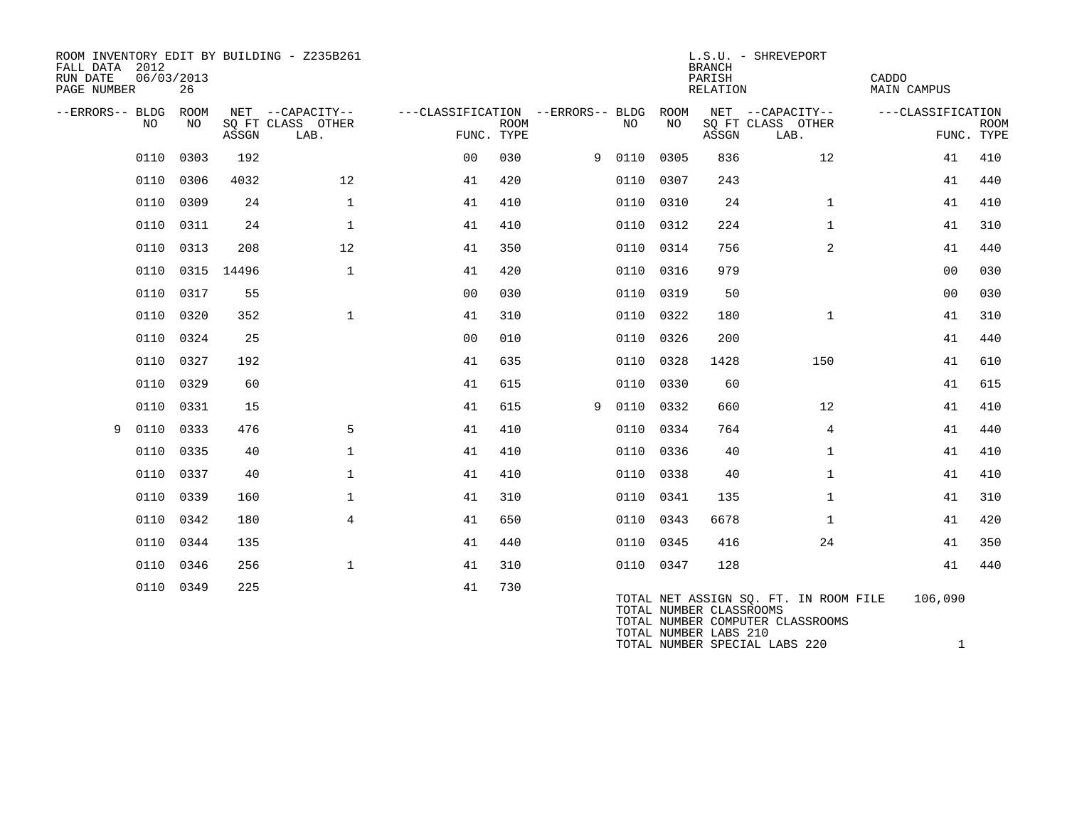ROOM INVENTORY EDIT BY BUILDING - Z235B261
FALL DATA 2012
RUN DATE 06/03/2013
PAGE NUMBER 26

L.S.U. - SHREVEPORT
BRANCH
PARISH CADDO
RELATION MAIN CAMPUS

| --ERRORS-- | BLDG NO | ROOM NO | NET SQ FT ASSGN | --CAPACITY-- CLASS LAB. | OTHER | ---CLASSIFICATION FUNC. | ROOM TYPE | --ERRORS-- | BLDG NO | ROOM NO | NET SQ FT ASSGN | --CAPACITY-- CLASS LAB. | OTHER | ---CLASSIFICATION FUNC. | ROOM TYPE |
|---|---|---|---|---|---|---|---|---|---|---|---|---|---|---|---|
| | 0110 | 0303 | 192 | | | 00 | 030 | 9 | 0110 | 0305 | 836 | | 12 | 41 | 410 |
| | 0110 | 0306 | 4032 | | 12 | 41 | 420 | | 0110 | 0307 | 243 | | | 41 | 440 |
| | 0110 | 0309 | 24 | | 1 | 41 | 410 | | 0110 | 0310 | 24 | | 1 | 41 | 410 |
| | 0110 | 0311 | 24 | | 1 | 41 | 410 | | 0110 | 0312 | 224 | | 1 | 41 | 310 |
| | 0110 | 0313 | 208 | | 12 | 41 | 350 | | 0110 | 0314 | 756 | | 2 | 41 | 440 |
| | 0110 | 0315 | 14496 | | 1 | 41 | 420 | | 0110 | 0316 | 979 | | | 00 | 030 |
| | 0110 | 0317 | 55 | | | 00 | 030 | | 0110 | 0319 | 50 | | | 00 | 030 |
| | 0110 | 0320 | 352 | | 1 | 41 | 310 | | 0110 | 0322 | 180 | | 1 | 41 | 310 |
| | 0110 | 0324 | 25 | | | 00 | 010 | | 0110 | 0326 | 200 | | | 41 | 440 |
| | 0110 | 0327 | 192 | | | 41 | 635 | | 0110 | 0328 | 1428 | | 150 | 41 | 610 |
| | 0110 | 0329 | 60 | | | 41 | 615 | | 0110 | 0330 | 60 | | | 41 | 615 |
| | 0110 | 0331 | 15 | | | 41 | 615 | 9 | 0110 | 0332 | 660 | | 12 | 41 | 410 |
| 9 | 0110 | 0333 | 476 | | 5 | 41 | 410 | | 0110 | 0334 | 764 | | 4 | 41 | 440 |
| | 0110 | 0335 | 40 | | 1 | 41 | 410 | | 0110 | 0336 | 40 | | 1 | 41 | 410 |
| | 0110 | 0337 | 40 | | 1 | 41 | 410 | | 0110 | 0338 | 40 | | 1 | 41 | 410 |
| | 0110 | 0339 | 160 | | 1 | 41 | 310 | | 0110 | 0341 | 135 | | 1 | 41 | 310 |
| | 0110 | 0342 | 180 | | 4 | 41 | 650 | | 0110 | 0343 | 6678 | | 1 | 41 | 420 |
| | 0110 | 0344 | 135 | | | 41 | 440 | | 0110 | 0345 | 416 | | 24 | 41 | 350 |
| | 0110 | 0346 | 256 | | 1 | 41 | 310 | | 0110 | 0347 | 128 | | | 41 | 440 |
| | 0110 | 0349 | 225 | | | 41 | 730 | | | | | | | | |

TOTAL NET ASSIGN SQ. FT. IN ROOM FILE 106,090
TOTAL NUMBER CLASSROOMS
TOTAL NUMBER COMPUTER CLASSROOMS
TOTAL NUMBER LABS 210
TOTAL NUMBER SPECIAL LABS 220 1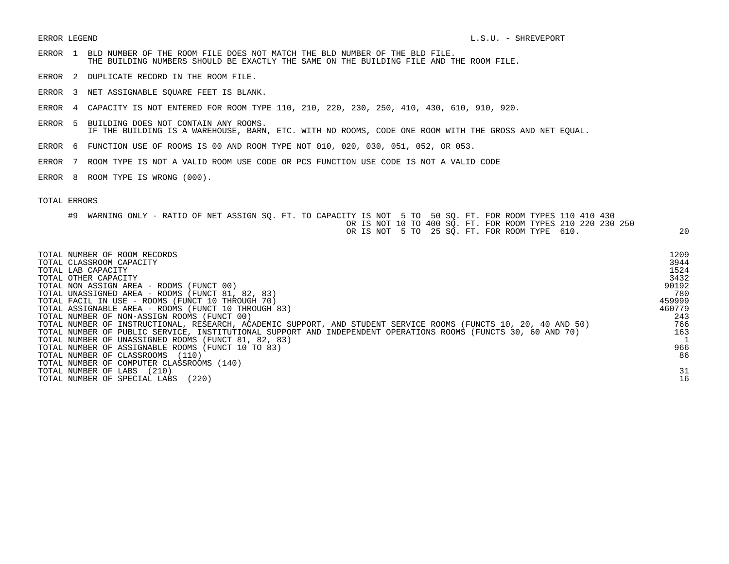ERROR LEGEND

L.S.U. - SHREVEPORT

ERROR 1 BLD NUMBER OF THE ROOM FILE DOES NOT MATCH THE BLD NUMBER OF THE BLD FILE.
THE BUILDING NUMBERS SHOULD BE EXACTLY THE SAME ON THE BUILDING FILE AND THE ROOM FILE.

ERROR 2 DUPLICATE RECORD IN THE ROOM FILE.

ERROR 3 NET ASSIGNABLE SQUARE FEET IS BLANK.

ERROR 4 CAPACITY IS NOT ENTERED FOR ROOM TYPE 110, 210, 220, 230, 250, 410, 430, 610, 910, 920.

ERROR 5 BUILDING DOES NOT CONTAIN ANY ROOMS.
IF THE BUILDING IS A WAREHOUSE, BARN, ETC. WITH NO ROOMS, CODE ONE ROOM WITH THE GROSS AND NET EQUAL.

ERROR 6 FUNCTION USE OF ROOMS IS 00 AND ROOM TYPE NOT 010, 020, 030, 051, 052, OR 053.

ERROR 7 ROOM TYPE IS NOT A VALID ROOM USE CODE OR PCS FUNCTION USE CODE IS NOT A VALID CODE

ERROR 8 ROOM TYPE IS WRONG (000).

TOTAL ERRORS

#9 WARNING ONLY - RATIO OF NET ASSIGN SQ. FT. TO CAPACITY IS NOT 5 TO 50 SQ. FT. FOR ROOM TYPES 110 410 430
OR IS NOT 10 TO 400 SQ. FT. FOR ROOM TYPES 210 220 230 250
OR IS NOT 5 TO 25 SQ. FT. FOR ROOM TYPE 610. 20

| | |
|---|---|
| TOTAL NUMBER OF ROOM RECORDS | 1209 |
| TOTAL CLASSROOM CAPACITY | 3944 |
| TOTAL LAB CAPACITY | 1524 |
| TOTAL OTHER CAPACITY | 3432 |
| TOTAL NON ASSIGN AREA - ROOMS (FUNCT 00) | 90192 |
| TOTAL UNASSIGNED AREA - ROOMS (FUNCT 81, 82, 83) | 780 |
| TOTAL FACIL IN USE - ROOMS (FUNCT 10 THROUGH 70) | 459999 |
| TOTAL ASSIGNABLE AREA - ROOMS (FUNCT 10 THROUGH 83) | 460779 |
| TOTAL NUMBER OF NON-ASSIGN ROOMS (FUNCT 00) | 243 |
| TOTAL NUMBER OF INSTRUCTIONAL, RESEARCH, ACADEMIC SUPPORT, AND STUDENT SERVICE ROOMS (FUNCTS 10, 20, 40 AND 50) | 766 |
| TOTAL NUMBER OF PUBLIC SERVICE, INSTITUTIONAL SUPPORT AND INDEPENDENT OPERATIONS ROOMS (FUNCTS 30, 60 AND 70) | 163 |
| TOTAL NUMBER OF UNASSIGNED ROOMS (FUNCT 81, 82, 83) | 1 |
| TOTAL NUMBER OF ASSIGNABLE ROOMS (FUNCT 10 TO 83) | 966 |
| TOTAL NUMBER OF CLASSROOMS (110) | 86 |
| TOTAL NUMBER OF COMPUTER CLASSROOMS (140) | |
| TOTAL NUMBER OF LABS (210) | 31 |
| TOTAL NUMBER OF SPECIAL LABS (220) | 16 |